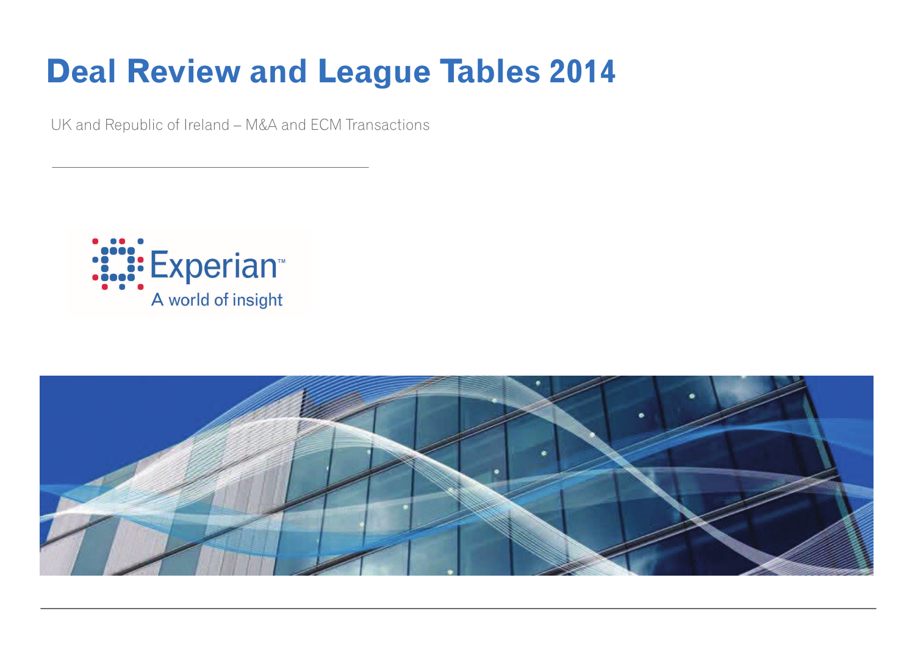# Deal Review and League Tables 2014

UK and Republic of Ireland – M&A and ECM Transactions

Experian™

A world of insight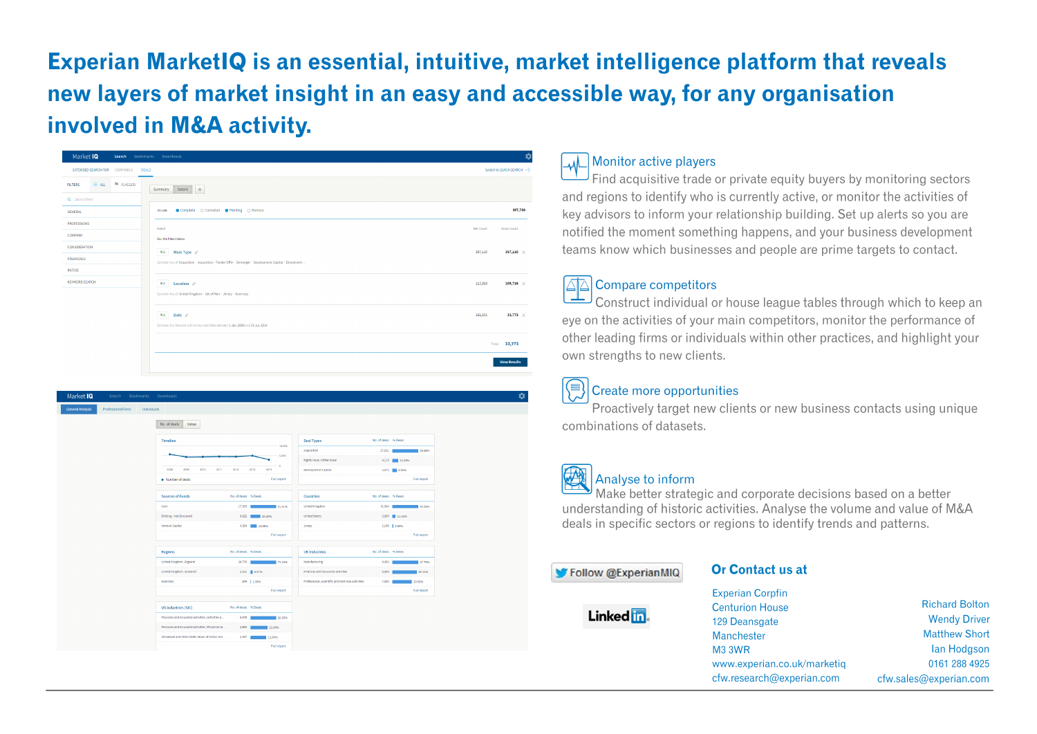# Experian MarketIQ is an essential, intuitive, market intelligence platform that reveals new layers of market insight in an easy and accessible way, for any organisation involved in M&A activity.

## Monitor active players

Find acquisitive trade or private equity buyers by monitoring sectors and regions to identify who is currently active, or monitor the activities of key advisors to inform your relationship building. Set up alerts so you are notified the moment something happens, and your business development teams know which businesses and people are prime targets to contact.

## Compare competitors

Construct individual or house league tables through which to keep an eye on the activities of your main competitors, monitor the performance of other leading firms or individuals within other practices, and highlight your own strengths to new clients.

## Create more opportunities

Proactively target new clients or new business contacts using unique combinations of datasets.

## Analyse to inform

Make better strategic and corporate decisions based on a better understanding of historic activities. Analyse the volume and value of M&A deals in specific sectors or regions to identify trends and patterns.

Follow @ExperianMIQ

LinkedIn

## Or Contact us at

Experian Corpfin
Centurion House
129 Deansgate
Manchester
M3 3WR
www.experian.co.uk/marketiq
cfw.research@experian.com

Richard Bolton
Wendy Driver
Matthew Short
Ian Hodgson
0161 288 4925
cfw.sales@experian.com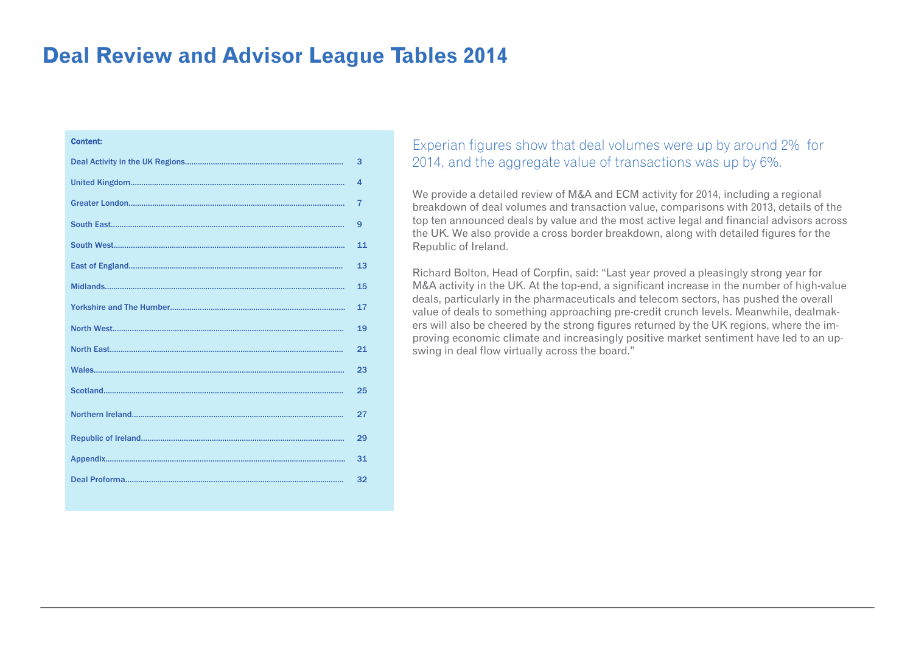# Deal Review and Advisor League Tables 2014

**Content:**

| | |
|---|---|
| Deal Activity in the UK Regions | 3 |
| United Kingdom | 4 |
| Greater London | 7 |
| South East | 9 |
| South West | 11 |
| East of England | 13 |
| Midlands | 15 |
| Yorkshire and The Humber | 17 |
| North West | 19 |
| North East | 21 |
| Wales | 23 |
| Scotland | 25 |
| Northern Ireland | 27 |
| Republic of Ireland | 29 |
| Appendix | 31 |
| Deal Proforma | 32 |

Experian figures show that deal volumes were up by around 2% for 2014, and the aggregate value of transactions was up by 6%.

We provide a detailed review of M&A and ECM activity for 2014, including a regional breakdown of deal volumes and transaction value, comparisons with 2013, details of the top ten announced deals by value and the most active legal and financial advisors across the UK. We also provide a cross border breakdown, along with detailed figures for the Republic of Ireland.

Richard Bolton, Head of Corpfin, said: "Last year proved a pleasingly strong year for M&A activity in the UK. At the top-end, a significant increase in the number of high-value deals, particularly in the pharmaceuticals and telecom sectors, has pushed the overall value of deals to something approaching pre-credit crunch levels. Meanwhile, dealmakers will also be cheered by the strong figures returned by the UK regions, where the improving economic climate and increasingly positive market sentiment have led to an upswing in deal flow virtually across the board."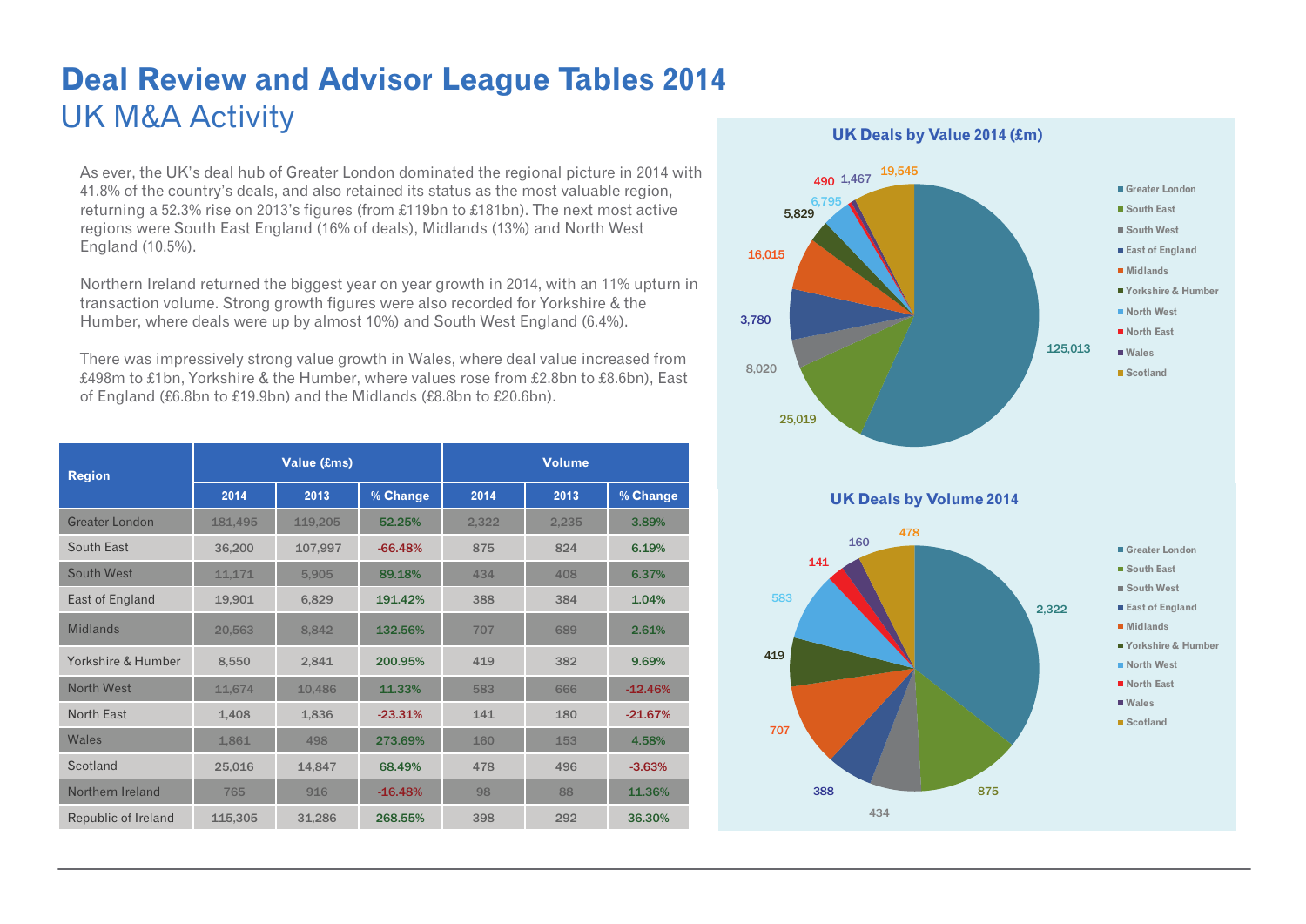# Deal Review and Advisor League Tables 2014

## UK M&A Activity

As ever, the UK's deal hub of Greater London dominated the regional picture in 2014 with 41.8% of the country's deals, and also retained its status as the most valuable region, returning a 52.3% rise on 2013's figures (from £119bn to £181bn). The next most active regions were South East England (16% of deals), Midlands (13%) and North West England (10.5%).

Northern Ireland returned the biggest year on year growth in 2014, with an 11% upturn in transaction volume. Strong growth figures were also recorded for Yorkshire & the Humber, where deals were up by almost 10%) and South West England (6.4%).

There was impressively strong value growth in Wales, where deal value increased from £498m to £1bn, Yorkshire & the Humber, where values rose from £2.8bn to £8.6bn), East of England (£6.8bn to £19.9bn) and the Midlands (£8.8bn to £20.6bn).

| Region | Value (£ms) | | | Volume | | |
|---|---|---|---|---|---|---|
| | 2014 | 2013 | % Change | 2014 | 2013 | % Change |
| Greater London | 181,495 | 119,205 | 52.25% | 2,322 | 2,235 | 3.89% |
| South East | 36,200 | 107,997 | -66.48% | 875 | 824 | 6.19% |
| South West | 11,171 | 5,905 | 89.18% | 434 | 408 | 6.37% |
| East of England | 19,901 | 6,829 | 191.42% | 388 | 384 | 1.04% |
| Midlands | 20,563 | 8,842 | 132.56% | 707 | 689 | 2.61% |
| Yorkshire & Humber | 8,550 | 2,841 | 200.95% | 419 | 382 | 9.69% |
| North West | 11,674 | 10,486 | 11.33% | 583 | 666 | -12.46% |
| North East | 1,408 | 1,836 | -23.31% | 141 | 180 | -21.67% |
| Wales | 1,861 | 498 | 273.69% | 160 | 153 | 4.58% |
| Scotland | 25,016 | 14,847 | 68.49% | 478 | 496 | -3.63% |
| Northern Ireland | 765 | 916 | -16.48% | 98 | 88 | 11.36% |
| Republic of Ireland | 115,305 | 31,286 | 268.55% | 398 | 292 | 36.30% |

**UK Deals by Value 2014 (£m)**

| Region | Value |
|---|---|
| Greater London | 125,013 |
| South East | 25,019 |
| South West | 8,020 |
| East of England | 3,780 |
| Midlands | 16,015 |
| Yorkshire & Humber | 5,829 |
| North West | 6,795 |
| North East | 490 |
| Wales | 1,467 |
| Scotland | 19,545 |

**UK Deals by Volume 2014**

| Region | Volume |
|---|---|
| Greater London | 2,322 |
| South East | 875 |
| South West | 434 |
| East of England | 388 |
| Midlands | 707 |
| Yorkshire & Humber | 419 |
| North West | 583 |
| North East | 141 |
| Wales | 160 |
| Scotland | 478 |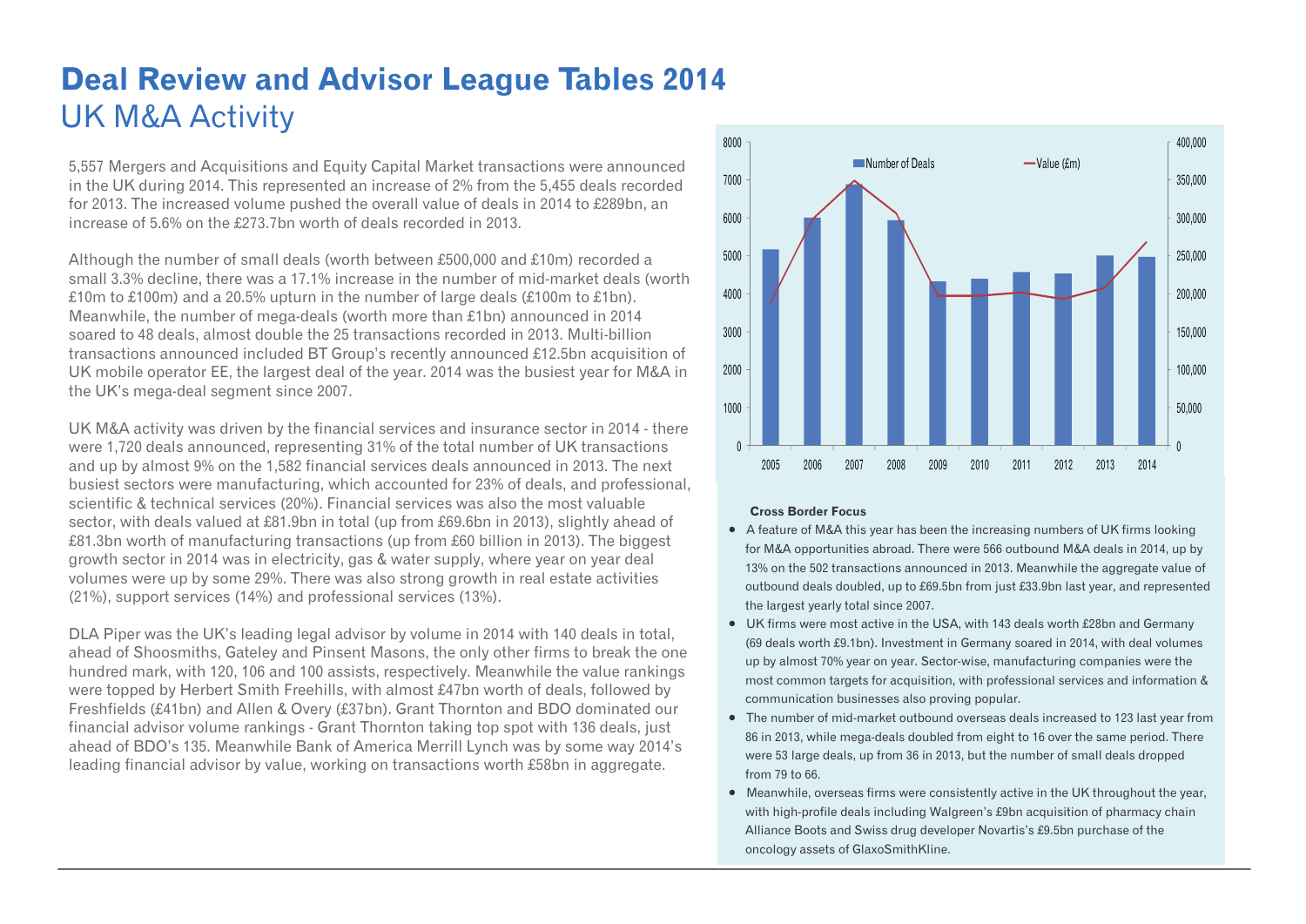# Deal Review and Advisor League Tables 2014

## UK M&A Activity

5,557 Mergers and Acquisitions and Equity Capital Market transactions were announced in the UK during 2014. This represented an increase of 2% from the 5,455 deals recorded for 2013. The increased volume pushed the overall value of deals in 2014 to £289bn, an increase of 5.6% on the £273.7bn worth of deals recorded in 2013.

Although the number of small deals (worth between £500,000 and £10m) recorded a small 3.3% decline, there was a 17.1% increase in the number of mid-market deals (worth £10m to £100m) and a 20.5% upturn in the number of large deals (£100m to £1bn). Meanwhile, the number of mega-deals (worth more than £1bn) announced in 2014 soared to 48 deals, almost double the 25 transactions recorded in 2013. Multi-billion transactions announced included BT Group's recently announced £12.5bn acquisition of UK mobile operator EE, the largest deal of the year. 2014 was the busiest year for M&A in the UK's mega-deal segment since 2007.

UK M&A activity was driven by the financial services and insurance sector in 2014 - there were 1,720 deals announced, representing 31% of the total number of UK transactions and up by almost 9% on the 1,582 financial services deals announced in 2013. The next busiest sectors were manufacturing, which accounted for 23% of deals, and professional, scientific & technical services (20%). Financial services was also the most valuable sector, with deals valued at £81.9bn in total (up from £69.6bn in 2013), slightly ahead of £81.3bn worth of manufacturing transactions (up from £60 billion in 2013). The biggest growth sector in 2014 was in electricity, gas & water supply, where year on year deal volumes were up by some 29%. There was also strong growth in real estate activities (21%), support services (14%) and professional services (13%).

DLA Piper was the UK's leading legal advisor by volume in 2014 with 140 deals in total, ahead of Shoosmiths, Gateley and Pinsent Masons, the only other firms to break the one hundred mark, with 120, 106 and 100 assists, respectively. Meanwhile the value rankings were topped by Herbert Smith Freehills, with almost £47bn worth of deals, followed by Freshfields (£41bn) and Allen & Overy (£37bn). Grant Thornton and BDO dominated our financial advisor volume rankings - Grant Thornton taking top spot with 136 deals, just ahead of BDO's 135. Meanwhile Bank of America Merrill Lynch was by some way 2014's leading financial advisor by value, working on transactions worth £58bn in aggregate.

**Cross Border Focus**

- A feature of M&A this year has been the increasing numbers of UK firms looking for M&A opportunities abroad. There were 566 outbound M&A deals in 2014, up by 13% on the 502 transactions announced in 2013. Meanwhile the aggregate value of outbound deals doubled, up to £69.5bn from just £33.9bn last year, and represented the largest yearly total since 2007.
- UK firms were most active in the USA, with 143 deals worth £28bn and Germany (69 deals worth £9.1bn). Investment in Germany soared in 2014, with deal volumes up by almost 70% year on year. Sector-wise, manufacturing companies were the most common targets for acquisition, with professional services and information & communication businesses also proving popular.
- The number of mid-market outbound overseas deals increased to 123 last year from 86 in 2013, while mega-deals doubled from eight to 16 over the same period. There were 53 large deals, up from 36 in 2013, but the number of small deals dropped from 79 to 66.
- Meanwhile, overseas firms were consistently active in the UK throughout the year, with high-profile deals including Walgreen's £9bn acquisition of pharmacy chain Alliance Boots and Swiss drug developer Novartis's £9.5bn purchase of the oncology assets of GlaxoSmithKline.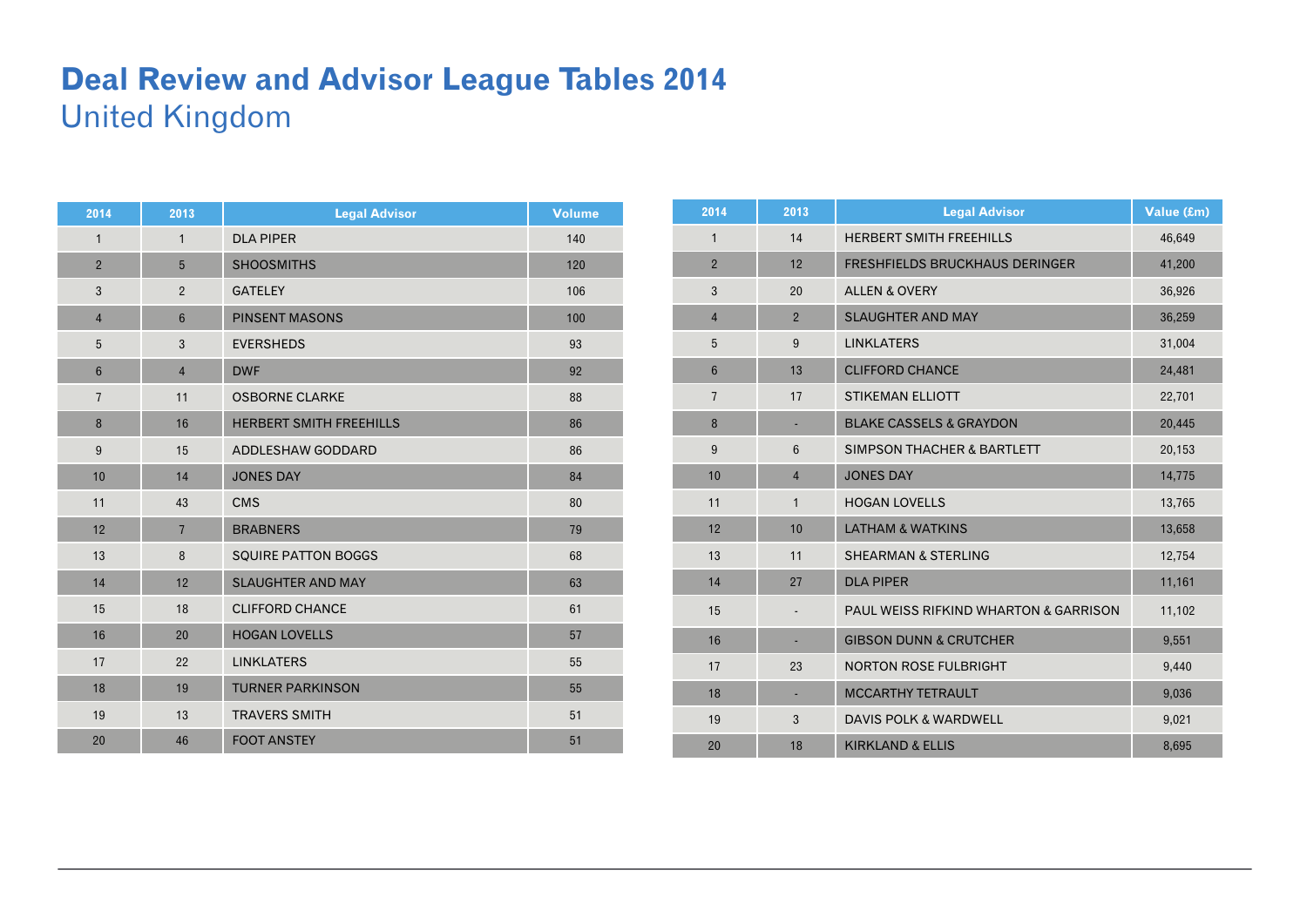# Deal Review and Advisor League Tables 2014

## United Kingdom

| 2014 | 2013 | Legal Advisor | Volume |
|---|---|---|---|
| 1 | 1 | DLA PIPER | 140 |
| 2 | 5 | SHOOSMITHS | 120 |
| 3 | 2 | GATELEY | 106 |
| 4 | 6 | PINSENT MASONS | 100 |
| 5 | 3 | EVERSHEDS | 93 |
| 6 | 4 | DWF | 92 |
| 7 | 11 | OSBORNE CLARKE | 88 |
| 8 | 16 | HERBERT SMITH FREEHILLS | 86 |
| 9 | 15 | ADDLESHAW GODDARD | 86 |
| 10 | 14 | JONES DAY | 84 |
| 11 | 43 | CMS | 80 |
| 12 | 7 | BRABNERS | 79 |
| 13 | 8 | SQUIRE PATTON BOGGS | 68 |
| 14 | 12 | SLAUGHTER AND MAY | 63 |
| 15 | 18 | CLIFFORD CHANCE | 61 |
| 16 | 20 | HOGAN LOVELLS | 57 |
| 17 | 22 | LINKLATERS | 55 |
| 18 | 19 | TURNER PARKINSON | 55 |
| 19 | 13 | TRAVERS SMITH | 51 |
| 20 | 46 | FOOT ANSTEY | 51 |

| 2014 | 2013 | Legal Advisor | Value (£m) |
|---|---|---|---|
| 1 | 14 | HERBERT SMITH FREEHILLS | 46,649 |
| 2 | 12 | FRESHFIELDS BRUCKHAUS DERINGER | 41,200 |
| 3 | 20 | ALLEN & OVERY | 36,926 |
| 4 | 2 | SLAUGHTER AND MAY | 36,259 |
| 5 | 9 | LINKLATERS | 31,004 |
| 6 | 13 | CLIFFORD CHANCE | 24,481 |
| 7 | 17 | STIKEMAN ELLIOTT | 22,701 |
| 8 | - | BLAKE CASSELS & GRAYDON | 20,445 |
| 9 | 6 | SIMPSON THACHER & BARTLETT | 20,153 |
| 10 | 4 | JONES DAY | 14,775 |
| 11 | 1 | HOGAN LOVELLS | 13,765 |
| 12 | 10 | LATHAM & WATKINS | 13,658 |
| 13 | 11 | SHEARMAN & STERLING | 12,754 |
| 14 | 27 | DLA PIPER | 11,161 |
| 15 | - | PAUL WEISS RIFKIND WHARTON & GARRISON | 11,102 |
| 16 | - | GIBSON DUNN & CRUTCHER | 9,551 |
| 17 | 23 | NORTON ROSE FULBRIGHT | 9,440 |
| 18 | - | MCCARTHY TETRAULT | 9,036 |
| 19 | 3 | DAVIS POLK & WARDWELL | 9,021 |
| 20 | 18 | KIRKLAND & ELLIS | 8,695 |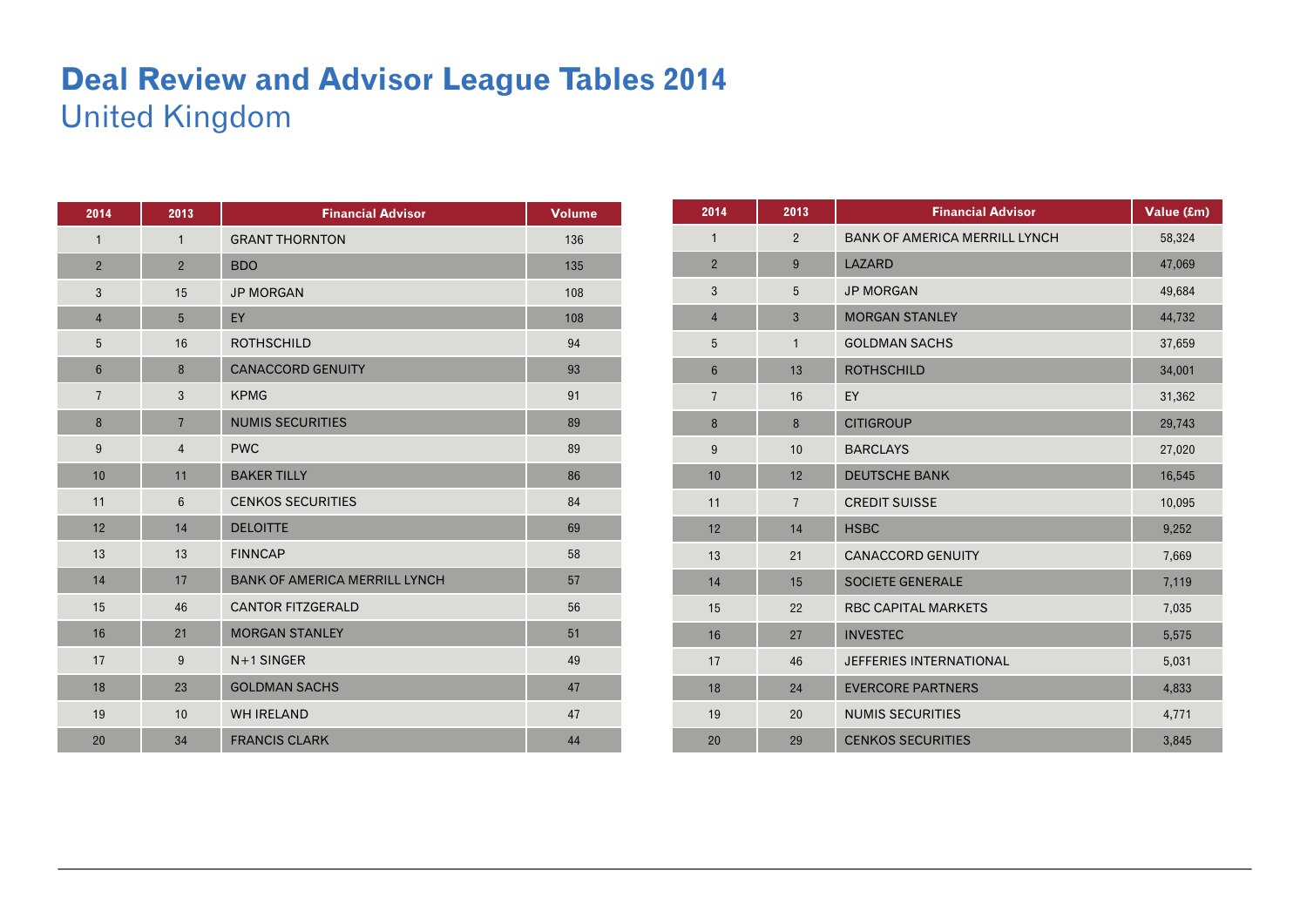# Deal Review and Advisor League Tables 2014

## United Kingdom

| 2014 | 2013 | Financial Advisor | Volume |
|---|---|---|---|
| 1 | 1 | GRANT THORNTON | 136 |
| 2 | 2 | BDO | 135 |
| 3 | 15 | JP MORGAN | 108 |
| 4 | 5 | EY | 108 |
| 5 | 16 | ROTHSCHILD | 94 |
| 6 | 8 | CANACCORD GENUITY | 93 |
| 7 | 3 | KPMG | 91 |
| 8 | 7 | NUMIS SECURITIES | 89 |
| 9 | 4 | PWC | 89 |
| 10 | 11 | BAKER TILLY | 86 |
| 11 | 6 | CENKOS SECURITIES | 84 |
| 12 | 14 | DELOITTE | 69 |
| 13 | 13 | FINNCAP | 58 |
| 14 | 17 | BANK OF AMERICA MERRILL LYNCH | 57 |
| 15 | 46 | CANTOR FITZGERALD | 56 |
| 16 | 21 | MORGAN STANLEY | 51 |
| 17 | 9 | N+1 SINGER | 49 |
| 18 | 23 | GOLDMAN SACHS | 47 |
| 19 | 10 | WH IRELAND | 47 |
| 20 | 34 | FRANCIS CLARK | 44 |

| 2014 | 2013 | Financial Advisor | Value (£m) |
|---|---|---|---|
| 1 | 2 | BANK OF AMERICA MERRILL LYNCH | 58,324 |
| 2 | 9 | LAZARD | 47,069 |
| 3 | 5 | JP MORGAN | 49,684 |
| 4 | 3 | MORGAN STANLEY | 44,732 |
| 5 | 1 | GOLDMAN SACHS | 37,659 |
| 6 | 13 | ROTHSCHILD | 34,001 |
| 7 | 16 | EY | 31,362 |
| 8 | 8 | CITIGROUP | 29,743 |
| 9 | 10 | BARCLAYS | 27,020 |
| 10 | 12 | DEUTSCHE BANK | 16,545 |
| 11 | 7 | CREDIT SUISSE | 10,095 |
| 12 | 14 | HSBC | 9,252 |
| 13 | 21 | CANACCORD GENUITY | 7,669 |
| 14 | 15 | SOCIETE GENERALE | 7,119 |
| 15 | 22 | RBC CAPITAL MARKETS | 7,035 |
| 16 | 27 | INVESTEC | 5,575 |
| 17 | 46 | JEFFERIES INTERNATIONAL | 5,031 |
| 18 | 24 | EVERCORE PARTNERS | 4,833 |
| 19 | 20 | NUMIS SECURITIES | 4,771 |
| 20 | 29 | CENKOS SECURITIES | 3,845 |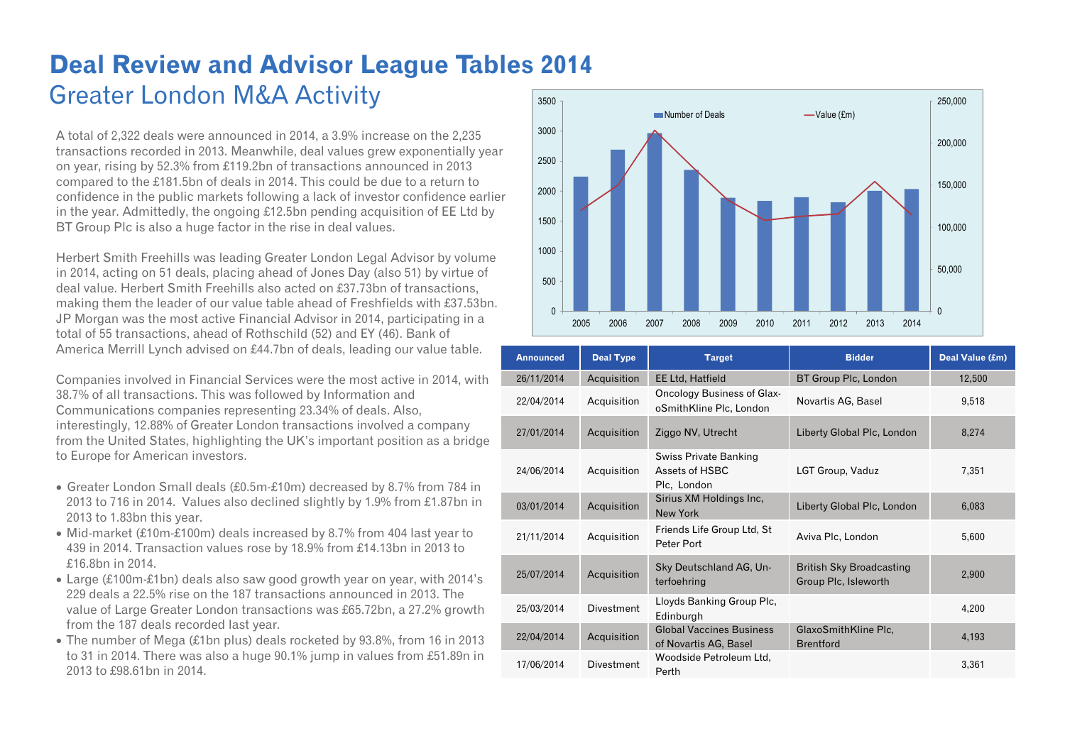# Deal Review and Advisor League Tables 2014

## Greater London M&A Activity

A total of 2,322 deals were announced in 2014, a 3.9% increase on the 2,235 transactions recorded in 2013. Meanwhile, deal values grew exponentially year on year, rising by 52.3% from £119.2bn of transactions announced in 2013 compared to the £181.5bn of deals in 2014. This could be due to a return to confidence in the public markets following a lack of investor confidence earlier in the year. Admittedly, the ongoing £12.5bn pending acquisition of EE Ltd by BT Group Plc is also a huge factor in the rise in deal values.

Herbert Smith Freehills was leading Greater London Legal Advisor by volume in 2014, acting on 51 deals, placing ahead of Jones Day (also 51) by virtue of deal value. Herbert Smith Freehills also acted on £37.73bn of transactions, making them the leader of our value table ahead of Freshfields with £37.53bn. JP Morgan was the most active Financial Advisor in 2014, participating in a total of 55 transactions, ahead of Rothschild (52) and EY (46). Bank of America Merrill Lynch advised on £44.7bn of deals, leading our value table.

Companies involved in Financial Services were the most active in 2014, with 38.7% of all transactions. This was followed by Information and Communications companies representing 23.34% of deals. Also, interestingly, 12.88% of Greater London transactions involved a company from the United States, highlighting the UK's important position as a bridge to Europe for American investors.

- Greater London Small deals (£0.5m-£10m) decreased by 8.7% from 784 in 2013 to 716 in 2014. Values also declined slightly by 1.9% from £1.87bn in 2013 to 1.83bn this year.
- Mid-market (£10m-£100m) deals increased by 8.7% from 404 last year to 439 in 2014. Transaction values rose by 18.9% from £14.13bn in 2013 to £16.8bn in 2014.
- Large (£100m-£1bn) deals also saw good growth year on year, with 2014's 229 deals a 22.5% rise on the 187 transactions announced in 2013. The value of Large Greater London transactions was £65.72bn, a 27.2% growth from the 187 deals recorded last year.
- The number of Mega (£1bn plus) deals rocketed by 93.8%, from 16 in 2013 to 31 in 2014. There was also a huge 90.1% jump in values from £51.89n in 2013 to £98.61bn in 2014.

| Announced | Deal Type | Target | Bidder | Deal Value (£m) |
|---|---|---|---|---|
| 26/11/2014 | Acquisition | EE Ltd, Hatfield | BT Group Plc, London | 12,500 |
| 22/04/2014 | Acquisition | Oncology Business of GlaxoSmithKline Plc, London | Novartis AG, Basel | 9,518 |
| 27/01/2014 | Acquisition | Ziggo NV, Utrecht | Liberty Global Plc, London | 8,274 |
| 24/06/2014 | Acquisition | Swiss Private Banking Assets of HSBC Plc, London | LGT Group, Vaduz | 7,351 |
| 03/01/2014 | Acquisition | Sirius XM Holdings Inc, New York | Liberty Global Plc, London | 6,083 |
| 21/11/2014 | Acquisition | Friends Life Group Ltd, St Peter Port | Aviva Plc, London | 5,600 |
| 25/07/2014 | Acquisition | Sky Deutschland AG, Unterfoehring | British Sky Broadcasting Group Plc, Isleworth | 2,900 |
| 25/03/2014 | Divestment | Lloyds Banking Group Plc, Edinburgh | | 4,200 |
| 22/04/2014 | Acquisition | Global Vaccines Business of Novartis AG, Basel | GlaxoSmithKline Plc, Brentford | 4,193 |
| 17/06/2014 | Divestment | Woodside Petroleum Ltd, Perth | | 3,361 |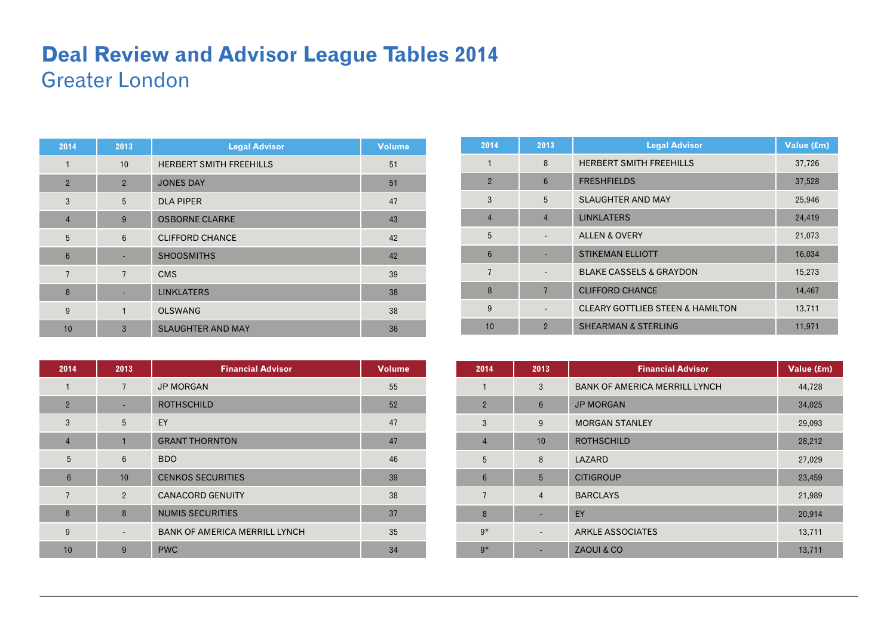# Deal Review and Advisor League Tables 2014

## Greater London

| 2014 | 2013 | Legal Advisor | Volume |
|---|---|---|---|
| 1 | 10 | HERBERT SMITH FREEHILLS | 51 |
| 2 | 2 | JONES DAY | 51 |
| 3 | 5 | DLA PIPER | 47 |
| 4 | 9 | OSBORNE CLARKE | 43 |
| 5 | 6 | CLIFFORD CHANCE | 42 |
| 6 | - | SHOOSMITHS | 42 |
| 7 | 7 | CMS | 39 |
| 8 | - | LINKLATERS | 38 |
| 9 | 1 | OLSWANG | 38 |
| 10 | 3 | SLAUGHTER AND MAY | 36 |

| 2014 | 2013 | Legal Advisor | Value (£m) |
|---|---|---|---|
| 1 | 8 | HERBERT SMITH FREEHILLS | 37,726 |
| 2 | 6 | FRESHFIELDS | 37,528 |
| 3 | 5 | SLAUGHTER AND MAY | 25,946 |
| 4 | 4 | LINKLATERS | 24,419 |
| 5 | - | ALLEN & OVERY | 21,073 |
| 6 | - | STIKEMAN ELLIOTT | 16,034 |
| 7 | - | BLAKE CASSELS & GRAYDON | 15,273 |
| 8 | 7 | CLIFFORD CHANCE | 14,467 |
| 9 | - | CLEARY GOTTLIEB STEEN & HAMILTON | 13,711 |
| 10 | 2 | SHEARMAN & STERLING | 11,971 |

| 2014 | 2013 | Financial Advisor | Volume |
|---|---|---|---|
| 1 | 7 | JP MORGAN | 55 |
| 2 | - | ROTHSCHILD | 52 |
| 3 | 5 | EY | 47 |
| 4 | 1 | GRANT THORNTON | 47 |
| 5 | 6 | BDO | 46 |
| 6 | 10 | CENKOS SECURITIES | 39 |
| 7 | 2 | CANACORD GENUITY | 38 |
| 8 | 8 | NUMIS SECURITIES | 37 |
| 9 | - | BANK OF AMERICA MERRILL LYNCH | 35 |
| 10 | 9 | PWC | 34 |

| 2014 | 2013 | Financial Advisor | Value (£m) |
|---|---|---|---|
| 1 | 3 | BANK OF AMERICA MERRILL LYNCH | 44,728 |
| 2 | 6 | JP MORGAN | 34,025 |
| 3 | 9 | MORGAN STANLEY | 29,093 |
| 4 | 10 | ROTHSCHILD | 28,212 |
| 5 | 8 | LAZARD | 27,029 |
| 6 | 5 | CITIGROUP | 23,459 |
| 7 | 4 | BARCLAYS | 21,989 |
| 8 | - | EY | 20,914 |
| 9* | - | ARKLE ASSOCIATES | 13,711 |
| 9* | - | ZAOUI & CO | 13,711 |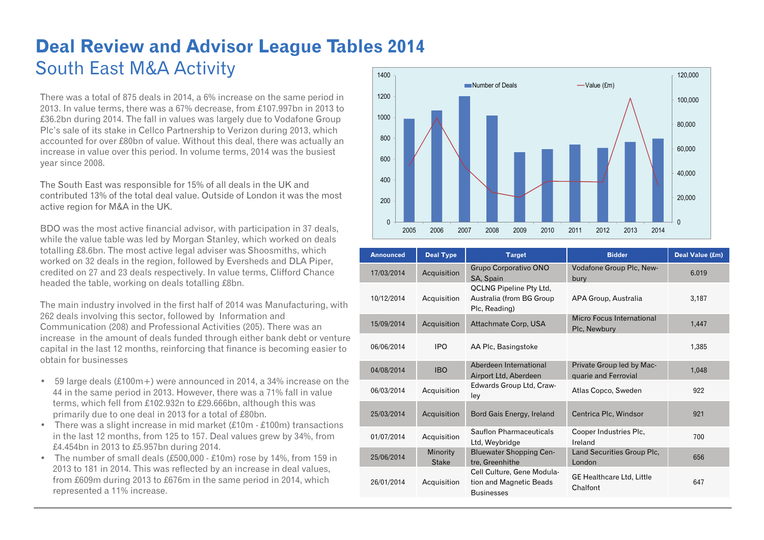# Deal Review and Advisor League Tables 2014

## South East M&A Activity

There was a total of 875 deals in 2014, a 6% increase on the same period in 2013. In value terms, there was a 67% decrease, from £107.997bn in 2013 to £36.2bn during 2014. The fall in values was largely due to Vodafone Group Plc's sale of its stake in Cellco Partnership to Verizon during 2013, which accounted for over £80bn of value. Without this deal, there was actually an increase in value over this period. In volume terms, 2014 was the busiest year since 2008.

The South East was responsible for 15% of all deals in the UK and contributed 13% of the total deal value. Outside of London it was the most active region for M&A in the UK.

BDO was the most active financial advisor, with participation in 37 deals, while the value table was led by Morgan Stanley, which worked on deals totalling £8.6bn. The most active legal adviser was Shoosmiths, which worked on 32 deals in the region, followed by Eversheds and DLA Piper, credited on 27 and 23 deals respectively. In value terms, Clifford Chance headed the table, working on deals totalling £8bn.

The main industry involved in the first half of 2014 was Manufacturing, with 262 deals involving this sector, followed by Information and Communication (208) and Professional Activities (205). There was an increase in the amount of deals funded through either bank debt or venture capital in the last 12 months, reinforcing that finance is becoming easier to obtain for businesses

- 59 large deals (£100m+) were announced in 2014, a 34% increase on the 44 in the same period in 2013. However, there was a 71% fall in value terms, which fell from £102.932n to £29.666bn, although this was primarily due to one deal in 2013 for a total of £80bn.
- There was a slight increase in mid market (£10m - £100m) transactions in the last 12 months, from 125 to 157. Deal values grew by 34%, from £4.454bn in 2013 to £5.957bn during 2014.
- The number of small deals (£500,000 - £10m) rose by 14%, from 159 in 2013 to 181 in 2014. This was reflected by an increase in deal values, from £609m during 2013 to £676m in the same period in 2014, which represented a 11% increase.

| Announced | Deal Type | Target | Bidder | Deal Value (£m) |
|---|---|---|---|---|
| 17/03/2014 | Acquisition | Grupo Corporativo ONO SA, Spain | Vodafone Group Plc, Newbury | 6.019 |
| 10/12/2014 | Acquisition | QCLNG Pipeline Pty Ltd, Australia (from BG Group Plc, Reading) | APA Group, Australia | 3,187 |
| 15/09/2014 | Acquisition | Attachmate Corp, USA | Micro Focus International Plc, Newbury | 1,447 |
| 06/06/2014 | IPO | AA Plc, Basingstoke | | 1,385 |
| 04/08/2014 | IBO | Aberdeen International Airport Ltd, Aberdeen | Private Group led by Macquarie and Ferrovial | 1,048 |
| 06/03/2014 | Acquisition | Edwards Group Ltd, Crawley | Atlas Copco, Sweden | 922 |
| 25/03/2014 | Acquisition | Bord Gais Energy, Ireland | Centrica Plc, Windsor | 921 |
| 01/07/2014 | Acquisition | Sauflon Pharmaceuticals Ltd, Weybridge | Cooper Industries Plc, Ireland | 700 |
| 25/06/2014 | Minority Stake | Bluewater Shopping Centre, Greenhithe | Land Securities Group Plc, London | 656 |
| 26/01/2014 | Acquisition | Cell Culture, Gene Modulation and Magnetic Beads Businesses | GE Healthcare Ltd, Little Chalfont | 647 |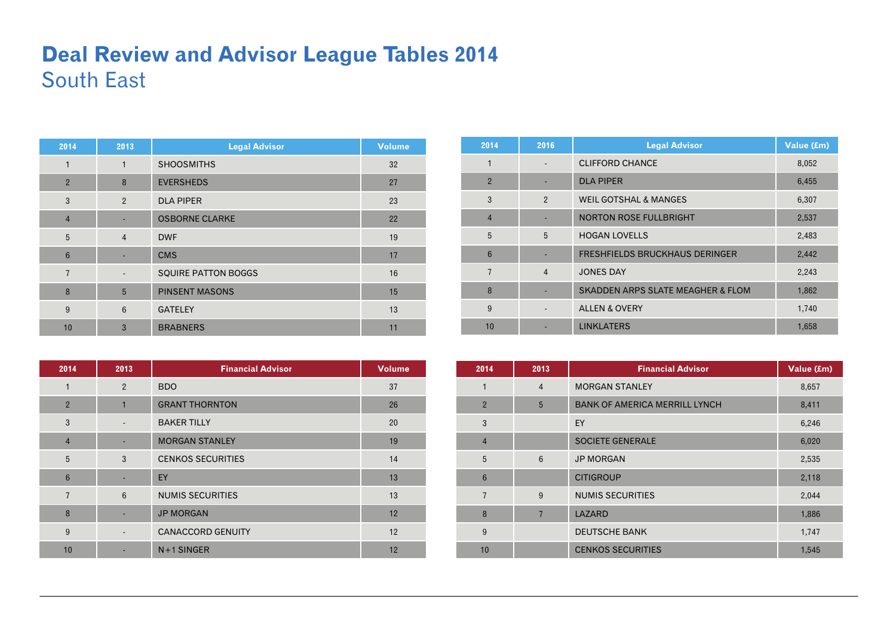# Deal Review and Advisor League Tables 2014

## South East

| 2014 | 2013 | Legal Advisor | Volume |
|---|---|---|---|
| 1 | 1 | SHOOSMITHS | 32 |
| 2 | 8 | EVERSHEDS | 27 |
| 3 | 2 | DLA PIPER | 23 |
| 4 | - | OSBORNE CLARKE | 22 |
| 5 | 4 | DWF | 19 |
| 6 | - | CMS | 17 |
| 7 | - | SQUIRE PATTON BOGGS | 16 |
| 8 | 5 | PINSENT MASONS | 15 |
| 9 | 6 | GATELEY | 13 |
| 10 | 3 | BRABNERS | 11 |

| 2014 | 2016 | Legal Advisor | Value (£m) |
|---|---|---|---|
| 1 | - | CLIFFORD CHANCE | 8,052 |
| 2 | - | DLA PIPER | 6,455 |
| 3 | 2 | WEIL GOTSHAL & MANGES | 6,307 |
| 4 | - | NORTON ROSE FULLBRIGHT | 2,537 |
| 5 | 5 | HOGAN LOVELLS | 2,483 |
| 6 | - | FRESHFIELDS BRUCKHAUS DERINGER | 2,442 |
| 7 | 4 | JONES DAY | 2,243 |
| 8 | - | SKADDEN ARPS SLATE MEAGHER & FLOM | 1,862 |
| 9 | - | ALLEN & OVERY | 1,740 |
| 10 | - | LINKLATERS | 1,658 |

| 2014 | 2013 | Financial Advisor | Volume |
|---|---|---|---|
| 1 | 2 | BDO | 37 |
| 2 | 1 | GRANT THORNTON | 26 |
| 3 | - | BAKER TILLY | 20 |
| 4 | - | MORGAN STANLEY | 19 |
| 5 | 3 | CENKOS SECURITIES | 14 |
| 6 | - | EY | 13 |
| 7 | 6 | NUMIS SECURITIES | 13 |
| 8 | - | JP MORGAN | 12 |
| 9 | - | CANACCORD GENUITY | 12 |
| 10 | - | N+1 SINGER | 12 |

| 2014 | 2013 | Financial Advisor | Value (£m) |
|---|---|---|---|
| 1 | 4 | MORGAN STANLEY | 8,657 |
| 2 | 5 | BANK OF AMERICA MERRILL LYNCH | 8,411 |
| 3 | | EY | 6,246 |
| 4 | | SOCIETE GENERALE | 6,020 |
| 5 | 6 | JP MORGAN | 2,535 |
| 6 | | CITIGROUP | 2,118 |
| 7 | 9 | NUMIS SECURITIES | 2,044 |
| 8 | 7 | LAZARD | 1,886 |
| 9 | | DEUTSCHE BANK | 1,747 |
| 10 | | CENKOS SECURITIES | 1,545 |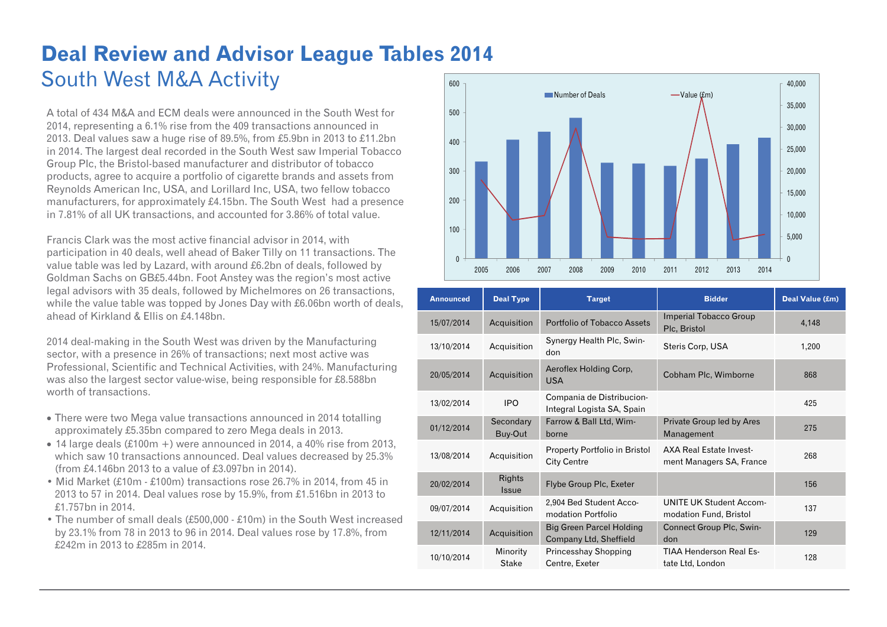# Deal Review and Advisor League Tables 2014

## South West M&A Activity

A total of 434 M&A and ECM deals were announced in the South West for 2014, representing a 6.1% rise from the 409 transactions announced in 2013. Deal values saw a huge rise of 89.5%, from £5.9bn in 2013 to £11.2bn in 2014. The largest deal recorded in the South West saw Imperial Tobacco Group Plc, the Bristol-based manufacturer and distributor of tobacco products, agree to acquire a portfolio of cigarette brands and assets from Reynolds American Inc, USA, and Lorillard Inc, USA, two fellow tobacco manufacturers, for approximately £4.15bn. The South West had a presence in 7.81% of all UK transactions, and accounted for 3.86% of total value.

Francis Clark was the most active financial advisor in 2014, with participation in 40 deals, well ahead of Baker Tilly on 11 transactions. The value table was led by Lazard, with around £6.2bn of deals, followed by Goldman Sachs on GB£5.44bn. Foot Anstey was the region's most active legal advisors with 35 deals, followed by Michelmores on 26 transactions, while the value table was topped by Jones Day with £6.06bn worth of deals, ahead of Kirkland & Ellis on £4.148bn.

2014 deal-making in the South West was driven by the Manufacturing sector, with a presence in 26% of transactions; next most active was Professional, Scientific and Technical Activities, with 24%. Manufacturing was also the largest sector value-wise, being responsible for £8.588bn worth of transactions.

- There were two Mega value transactions announced in 2014 totalling approximately £5.35bn compared to zero Mega deals in 2013.
- 14 large deals (£100m +) were announced in 2014, a 40% rise from 2013, which saw 10 transactions announced. Deal values decreased by 25.3% (from £4.146bn 2013 to a value of £3.097bn in 2014).
- Mid Market (£10m - £100m) transactions rose 26.7% in 2014, from 45 in 2013 to 57 in 2014. Deal values rose by 15.9%, from £1.516bn in 2013 to £1.757bn in 2014.
- The number of small deals (£500,000 - £10m) in the South West increased by 23.1% from 78 in 2013 to 96 in 2014. Deal values rose by 17.8%, from £242m in 2013 to £285m in 2014.

| Announced | Deal Type | Target | Bidder | Deal Value (£m) |
|---|---|---|---|---|
| 15/07/2014 | Acquisition | Portfolio of Tobacco Assets | Imperial Tobacco Group Plc, Bristol | 4,148 |
| 13/10/2014 | Acquisition | Synergy Health Plc, Swindon | Steris Corp, USA | 1,200 |
| 20/05/2014 | Acquisition | Aeroflex Holding Corp, USA | Cobham Plc, Wimborne | 868 |
| 13/02/2014 | IPO | Compania de Distribucion-Integral Logista SA, Spain | | 425 |
| 01/12/2014 | Secondary Buy-Out | Farrow & Ball Ltd, Wimborne | Private Group led by Ares Management | 275 |
| 13/08/2014 | Acquisition | Property Portfolio in Bristol City Centre | AXA Real Estate Investment Managers SA, France | 268 |
| 20/02/2014 | Rights Issue | Flybe Group Plc, Exeter | | 156 |
| 09/07/2014 | Acquisition | 2,904 Bed Student Accomodation Portfolio | UNITE UK Student Accommodation Fund, Bristol | 137 |
| 12/11/2014 | Acquisition | Big Green Parcel Holding Company Ltd, Sheffield | Connect Group Plc, Swindon | 129 |
| 10/10/2014 | Minority Stake | Princesshay Shopping Centre, Exeter | TIAA Henderson Real Estate Ltd, London | 128 |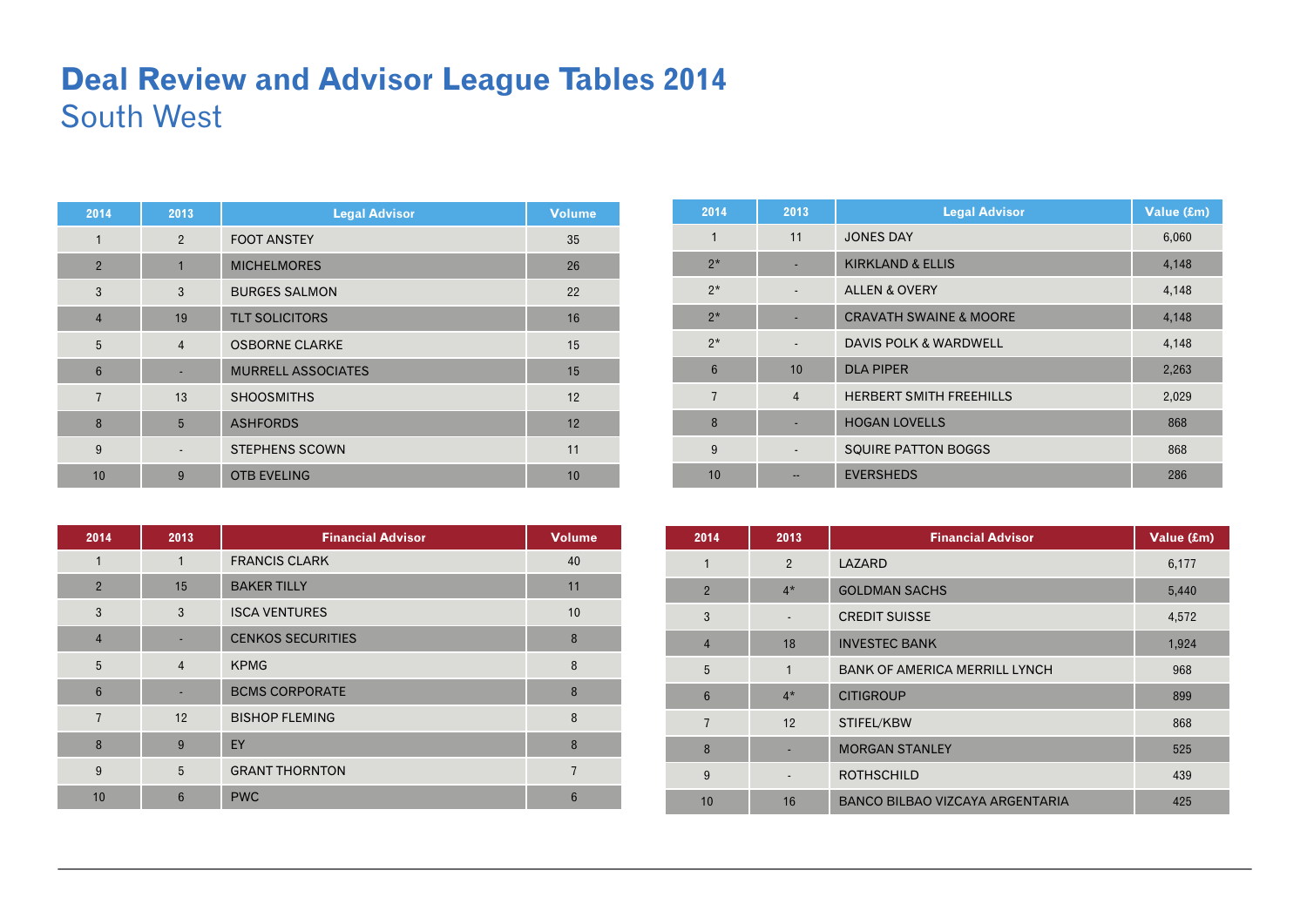# Deal Review and Advisor League Tables 2014

## South West

| 2014 | 2013 | Legal Advisor | Volume |
|---|---|---|---|
| 1 | 2 | FOOT ANSTEY | 35 |
| 2 | 1 | MICHELMORES | 26 |
| 3 | 3 | BURGES SALMON | 22 |
| 4 | 19 | TLT SOLICITORS | 16 |
| 5 | 4 | OSBORNE CLARKE | 15 |
| 6 | - | MURRELL ASSOCIATES | 15 |
| 7 | 13 | SHOOSMITHS | 12 |
| 8 | 5 | ASHFORDS | 12 |
| 9 | - | STEPHENS SCOWN | 11 |
| 10 | 9 | OTB EVELING | 10 |

| 2014 | 2013 | Legal Advisor | Value (£m) |
|---|---|---|---|
| 1 | 11 | JONES DAY | 6,060 |
| 2* | - | KIRKLAND & ELLIS | 4,148 |
| 2* | - | ALLEN & OVERY | 4,148 |
| 2* | - | CRAVATH SWAINE & MOORE | 4,148 |
| 2* | - | DAVIS POLK & WARDWELL | 4,148 |
| 6 | 10 | DLA PIPER | 2,263 |
| 7 | 4 | HERBERT SMITH FREEHILLS | 2,029 |
| 8 | - | HOGAN LOVELLS | 868 |
| 9 | - | SQUIRE PATTON BOGGS | 868 |
| 10 | -- | EVERSHEDS | 286 |

| 2014 | 2013 | Financial Advisor | Volume |
|---|---|---|---|
| 1 | 1 | FRANCIS CLARK | 40 |
| 2 | 15 | BAKER TILLY | 11 |
| 3 | 3 | ISCA VENTURES | 10 |
| 4 | - | CENKOS SECURITIES | 8 |
| 5 | 4 | KPMG | 8 |
| 6 | - | BCMS CORPORATE | 8 |
| 7 | 12 | BISHOP FLEMING | 8 |
| 8 | 9 | EY | 8 |
| 9 | 5 | GRANT THORNTON | 7 |
| 10 | 6 | PWC | 6 |

| 2014 | 2013 | Financial Advisor | Value (£m) |
|---|---|---|---|
| 1 | 2 | LAZARD | 6,177 |
| 2 | 4* | GOLDMAN SACHS | 5,440 |
| 3 | - | CREDIT SUISSE | 4,572 |
| 4 | 18 | INVESTEC BANK | 1,924 |
| 5 | 1 | BANK OF AMERICA MERRILL LYNCH | 968 |
| 6 | 4* | CITIGROUP | 899 |
| 7 | 12 | STIFEL/KBW | 868 |
| 8 | - | MORGAN STANLEY | 525 |
| 9 | - | ROTHSCHILD | 439 |
| 10 | 16 | BANCO BILBAO VIZCAYA ARGENTARIA | 425 |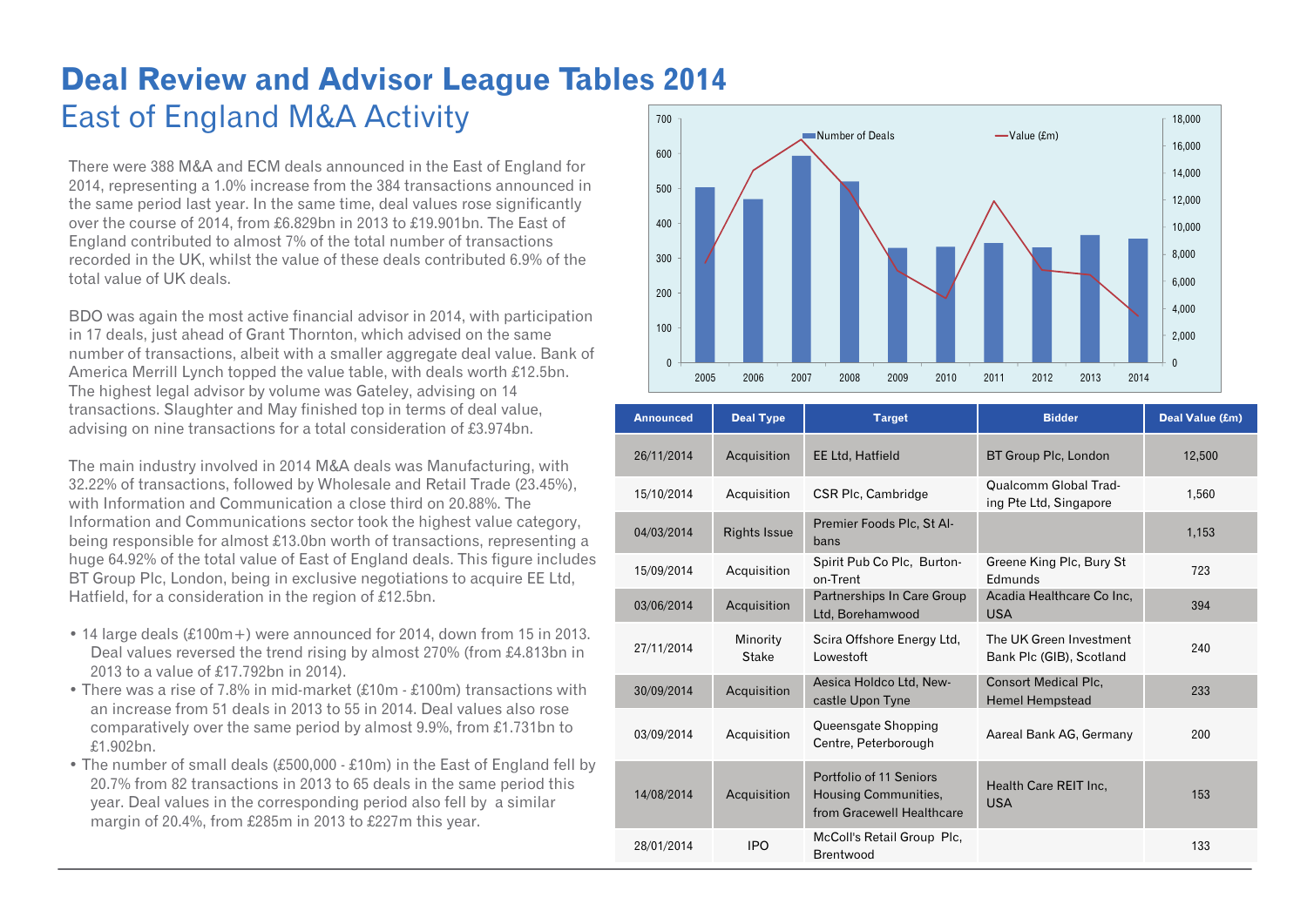# Deal Review and Advisor League Tables 2014

## East of England M&A Activity

There were 388 M&A and ECM deals announced in the East of England for 2014, representing a 1.0% increase from the 384 transactions announced in the same period last year. In the same time, deal values rose significantly over the course of 2014, from £6.829bn in 2013 to £19.901bn. The East of England contributed to almost 7% of the total number of transactions recorded in the UK, whilst the value of these deals contributed 6.9% of the total value of UK deals.

BDO was again the most active financial advisor in 2014, with participation in 17 deals, just ahead of Grant Thornton, which advised on the same number of transactions, albeit with a smaller aggregate deal value. Bank of America Merrill Lynch topped the value table, with deals worth £12.5bn. The highest legal advisor by volume was Gateley, advising on 14 transactions. Slaughter and May finished top in terms of deal value, advising on nine transactions for a total consideration of £3.974bn.

The main industry involved in 2014 M&A deals was Manufacturing, with 32.22% of transactions, followed by Wholesale and Retail Trade (23.45%), with Information and Communication a close third on 20.88%. The Information and Communications sector took the highest value category, being responsible for almost £13.0bn worth of transactions, representing a huge 64.92% of the total value of East of England deals. This figure includes BT Group Plc, London, being in exclusive negotiations to acquire EE Ltd, Hatfield, for a consideration in the region of £12.5bn.

- 14 large deals (£100m+) were announced for 2014, down from 15 in 2013. Deal values reversed the trend rising by almost 270% (from £4.813bn in 2013 to a value of £17.792bn in 2014).
- There was a rise of 7.8% in mid-market (£10m - £100m) transactions with an increase from 51 deals in 2013 to 55 in 2014. Deal values also rose comparatively over the same period by almost 9.9%, from £1.731bn to £1.902bn.
- The number of small deals (£500,000 - £10m) in the East of England fell by 20.7% from 82 transactions in 2013 to 65 deals in the same period this year. Deal values in the corresponding period also fell by a similar margin of 20.4%, from £285m in 2013 to £227m this year.

| Announced | Deal Type | Target | Bidder | Deal Value (£m) |
|---|---|---|---|---|
| 26/11/2014 | Acquisition | EE Ltd, Hatfield | BT Group Plc, London | 12,500 |
| 15/10/2014 | Acquisition | CSR Plc, Cambridge | Qualcomm Global Trading Pte Ltd, Singapore | 1,560 |
| 04/03/2014 | Rights Issue | Premier Foods Plc, St Albans | | 1,153 |
| 15/09/2014 | Acquisition | Spirit Pub Co Plc, Burton-on-Trent | Greene King Plc, Bury St Edmunds | 723 |
| 03/06/2014 | Acquisition | Partnerships In Care Group Ltd, Borehamwood | Acadia Healthcare Co Inc, USA | 394 |
| 27/11/2014 | Minority Stake | Scira Offshore Energy Ltd, Lowestoft | The UK Green Investment Bank Plc (GIB), Scotland | 240 |
| 30/09/2014 | Acquisition | Aesica Holdco Ltd, Newcastle Upon Tyne | Consort Medical Plc, Hemel Hempstead | 233 |
| 03/09/2014 | Acquisition | Queensgate Shopping Centre, Peterborough | Aareal Bank AG, Germany | 200 |
| 14/08/2014 | Acquisition | Portfolio of 11 Seniors Housing Communities, from Gracewell Healthcare | Health Care REIT Inc, USA | 153 |
| 28/01/2014 | IPO | McColl's Retail Group Plc, Brentwood | | 133 |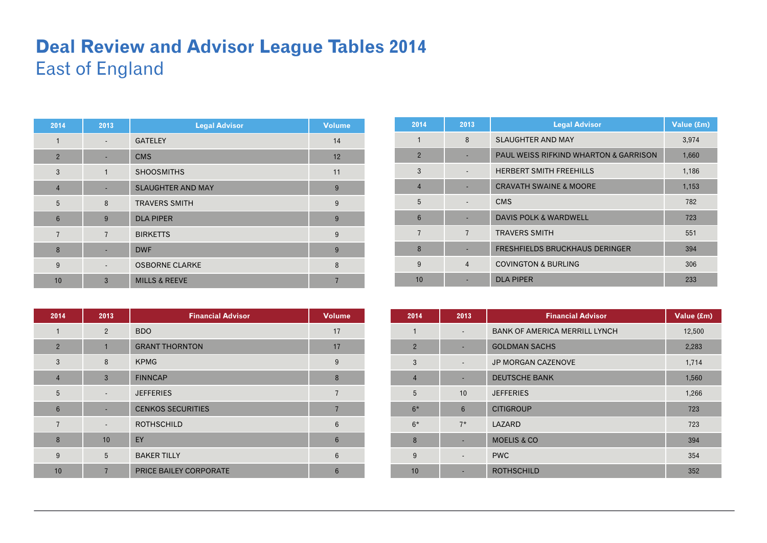# Deal Review and Advisor League Tables 2014

## East of England

| 2014 | 2013 | Legal Advisor | Volume |
|---|---|---|---|
| 1 | - | GATELEY | 14 |
| 2 | - | CMS | 12 |
| 3 | 1 | SHOOSMITHS | 11 |
| 4 | - | SLAUGHTER AND MAY | 9 |
| 5 | 8 | TRAVERS SMITH | 9 |
| 6 | 9 | DLA PIPER | 9 |
| 7 | 7 | BIRKETTS | 9 |
| 8 | - | DWF | 9 |
| 9 | - | OSBORNE CLARKE | 8 |
| 10 | 3 | MILLS & REEVE | 7 |

| 2014 | 2013 | Legal Advisor | Value (£m) |
|---|---|---|---|
| 1 | 8 | SLAUGHTER AND MAY | 3,974 |
| 2 | - | PAUL WEISS RIFKIND WHARTON & GARRISON | 1,660 |
| 3 | - | HERBERT SMITH FREEHILLS | 1,186 |
| 4 | - | CRAVATH SWAINE & MOORE | 1,153 |
| 5 | - | CMS | 782 |
| 6 | - | DAVIS POLK & WARDWELL | 723 |
| 7 | 7 | TRAVERS SMITH | 551 |
| 8 | - | FRESHFIELDS BRUCKHAUS DERINGER | 394 |
| 9 | 4 | COVINGTON & BURLING | 306 |
| 10 | - | DLA PIPER | 233 |

| 2014 | 2013 | Financial Advisor | Volume |
|---|---|---|---|
| 1 | 2 | BDO | 17 |
| 2 | 1 | GRANT THORNTON | 17 |
| 3 | 8 | KPMG | 9 |
| 4 | 3 | FINNCAP | 8 |
| 5 | - | JEFFERIES | 7 |
| 6 | - | CENKOS SECURITIES | 7 |
| 7 | - | ROTHSCHILD | 6 |
| 8 | 10 | EY | 6 |
| 9 | 5 | BAKER TILLY | 6 |
| 10 | 7 | PRICE BAILEY CORPORATE | 6 |

| 2014 | 2013 | Financial Advisor | Value (£m) |
|---|---|---|---|
| 1 | - | BANK OF AMERICA MERRILL LYNCH | 12,500 |
| 2 | - | GOLDMAN SACHS | 2,283 |
| 3 | - | JP MORGAN CAZENOVE | 1,714 |
| 4 | - | DEUTSCHE BANK | 1,560 |
| 5 | 10 | JEFFERIES | 1,266 |
| 6* | 6 | CITIGROUP | 723 |
| 6* | 7* | LAZARD | 723 |
| 8 | - | MOELIS & CO | 394 |
| 9 | - | PWC | 354 |
| 10 | - | ROTHSCHILD | 352 |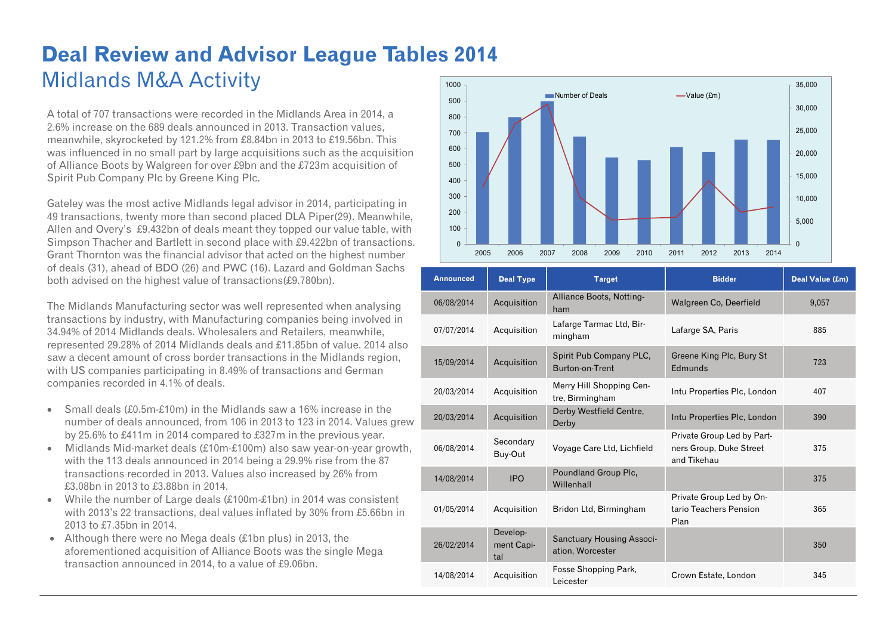# Deal Review and Advisor League Tables 2014

## Midlands M&A Activity

A total of 707 transactions were recorded in the Midlands Area in 2014, a 2.6% increase on the 689 deals announced in 2013. Transaction values, meanwhile, skyrocketed by 121.2% from £8.84bn in 2013 to £19.56bn. This was influenced in no small part by large acquisitions such as the acquisition of Alliance Boots by Walgreen for over £9bn and the £723m acquisition of Spirit Pub Company Plc by Greene King Plc.

Gateley was the most active Midlands legal advisor in 2014, participating in 49 transactions, twenty more than second placed DLA Piper(29). Meanwhile, Allen and Overy's £9.432bn of deals meant they topped our value table, with Simpson Thacher and Bartlett in second place with £9.422bn of transactions. Grant Thornton was the financial advisor that acted on the highest number of deals (31), ahead of BDO (26) and PWC (16). Lazard and Goldman Sachs both advised on the highest value of transactions(£9.780bn).

The Midlands Manufacturing sector was well represented when analysing transactions by industry, with Manufacturing companies being involved in 34.94% of 2014 Midlands deals. Wholesalers and Retailers, meanwhile, represented 29.28% of 2014 Midlands deals and £11.85bn of value. 2014 also saw a decent amount of cross border transactions in the Midlands region, with US companies participating in 8.49% of transactions and German companies recorded in 4.1% of deals.

- Small deals (£0.5m-£10m) in the Midlands saw a 16% increase in the number of deals announced, from 106 in 2013 to 123 in 2014. Values grew by 25.6% to £411m in 2014 compared to £327m in the previous year.
- Midlands Mid-market deals (£10m-£100m) also saw year-on-year growth, with the 113 deals announced in 2014 being a 29.9% rise from the 87 transactions recorded in 2013. Values also increased by 26% from £3.08bn in 2013 to £3.88bn in 2014.
- While the number of Large deals (£100m-£1bn) in 2014 was consistent with 2013's 22 transactions, deal values inflated by 30% from £5.66bn in 2013 to £7.35bn in 2014.
- Although there were no Mega deals (£1bn plus) in 2013, the aforementioned acquisition of Alliance Boots was the single Mega transaction announced in 2014, to a value of £9.06bn.

| Announced | Deal Type | Target | Bidder | Deal Value (£m) |
|---|---|---|---|---|
| 06/08/2014 | Acquisition | Alliance Boots, Nottingham | Walgreen Co, Deerfield | 9,057 |
| 07/07/2014 | Acquisition | Lafarge Tarmac Ltd, Birmingham | Lafarge SA, Paris | 885 |
| 15/09/2014 | Acquisition | Spirit Pub Company PLC, Burton-on-Trent | Greene King Plc, Bury St Edmunds | 723 |
| 20/03/2014 | Acquisition | Merry Hill Shopping Centre, Birmingham | Intu Properties Plc, London | 407 |
| 20/03/2014 | Acquisition | Derby Westfield Centre, Derby | Intu Properties Plc, London | 390 |
| 06/08/2014 | Secondary Buy-Out | Voyage Care Ltd, Lichfield | Private Group Led by Partners Group, Duke Street and Tikehau | 375 |
| 14/08/2014 | IPO | Poundland Group Plc, Willenhall | | 375 |
| 01/05/2014 | Acquisition | Bridon Ltd, Birmingham | Private Group Led by Ontario Teachers Pension Plan | 365 |
| 26/02/2014 | Development Capital | Sanctuary Housing Association, Worcester | | 350 |
| 14/08/2014 | Acquisition | Fosse Shopping Park, Leicester | Crown Estate, London | 345 |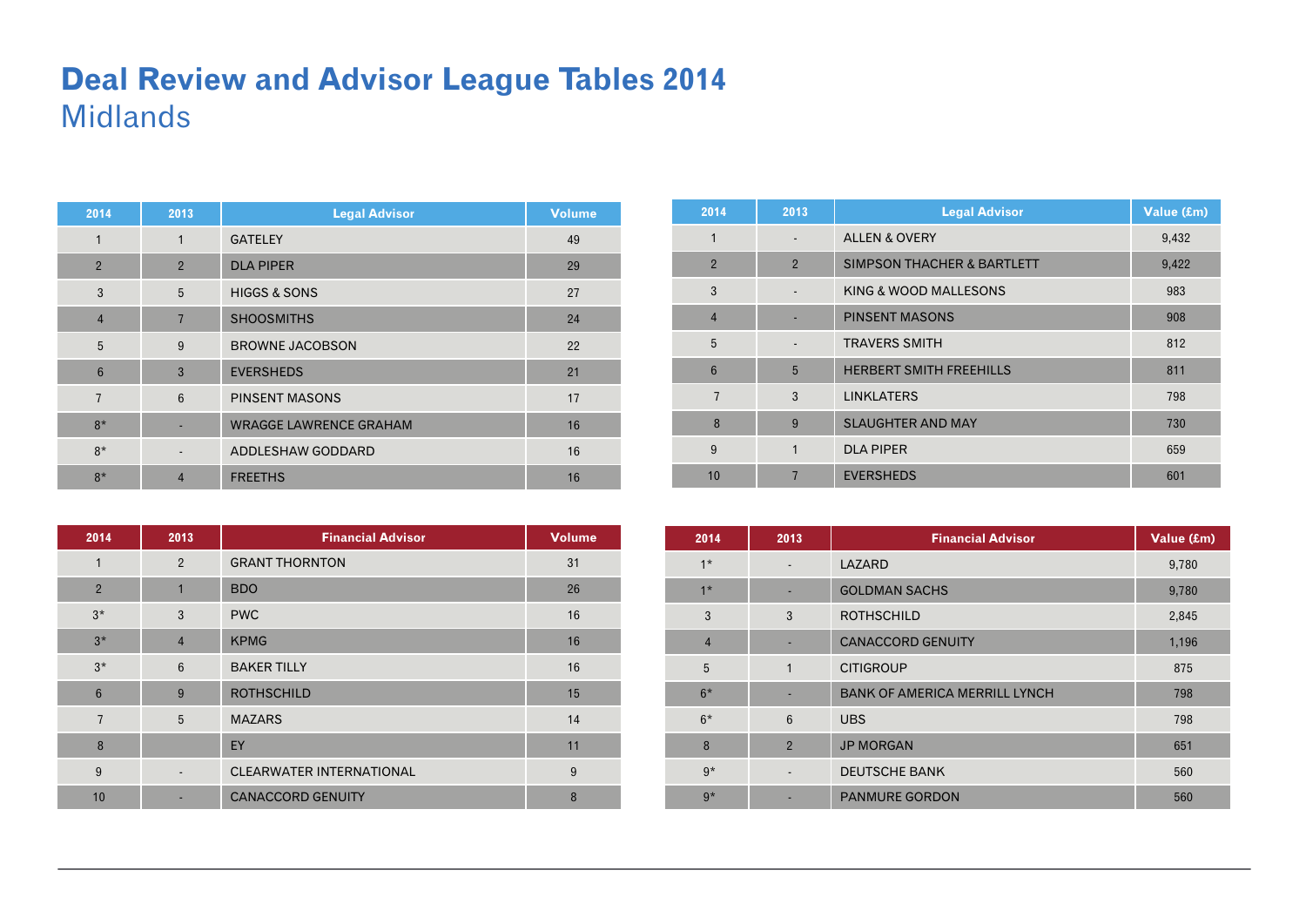# Deal Review and Advisor League Tables 2014

## Midlands

| 2014 | 2013 | Legal Advisor | Volume |
|---|---|---|---|
| 1 | 1 | GATELEY | 49 |
| 2 | 2 | DLA PIPER | 29 |
| 3 | 5 | HIGGS & SONS | 27 |
| 4 | 7 | SHOOSMITHS | 24 |
| 5 | 9 | BROWNE JACOBSON | 22 |
| 6 | 3 | EVERSHEDS | 21 |
| 7 | 6 | PINSENT MASONS | 17 |
| 8* | - | WRAGGE LAWRENCE GRAHAM | 16 |
| 8* | - | ADDLESHAW GODDARD | 16 |
| 8* | 4 | FREETHS | 16 |

| 2014 | 2013 | Legal Advisor | Value (£m) |
|---|---|---|---|
| 1 | - | ALLEN & OVERY | 9,432 |
| 2 | 2 | SIMPSON THACHER & BARTLETT | 9,422 |
| 3 | - | KING & WOOD MALLESONS | 983 |
| 4 | - | PINSENT MASONS | 908 |
| 5 | - | TRAVERS SMITH | 812 |
| 6 | 5 | HERBERT SMITH FREEHILLS | 811 |
| 7 | 3 | LINKLATERS | 798 |
| 8 | 9 | SLAUGHTER AND MAY | 730 |
| 9 | 1 | DLA PIPER | 659 |
| 10 | 7 | EVERSHEDS | 601 |

| 2014 | 2013 | Financial Advisor | Volume |
|---|---|---|---|
| 1 | 2 | GRANT THORNTON | 31 |
| 2 | 1 | BDO | 26 |
| 3* | 3 | PWC | 16 |
| 3* | 4 | KPMG | 16 |
| 3* | 6 | BAKER TILLY | 16 |
| 6 | 9 | ROTHSCHILD | 15 |
| 7 | 5 | MAZARS | 14 |
| 8 | | EY | 11 |
| 9 | - | CLEARWATER INTERNATIONAL | 9 |
| 10 | - | CANACCORD GENUITY | 8 |

| 2014 | 2013 | Financial Advisor | Value (£m) |
|---|---|---|---|
| 1* | - | LAZARD | 9,780 |
| 1* | - | GOLDMAN SACHS | 9,780 |
| 3 | 3 | ROTHSCHILD | 2,845 |
| 4 | - | CANACCORD GENUITY | 1,196 |
| 5 | 1 | CITIGROUP | 875 |
| 6* | - | BANK OF AMERICA MERRILL LYNCH | 798 |
| 6* | 6 | UBS | 798 |
| 8 | 2 | JP MORGAN | 651 |
| 9* | - | DEUTSCHE BANK | 560 |
| 9* | - | PANMURE GORDON | 560 |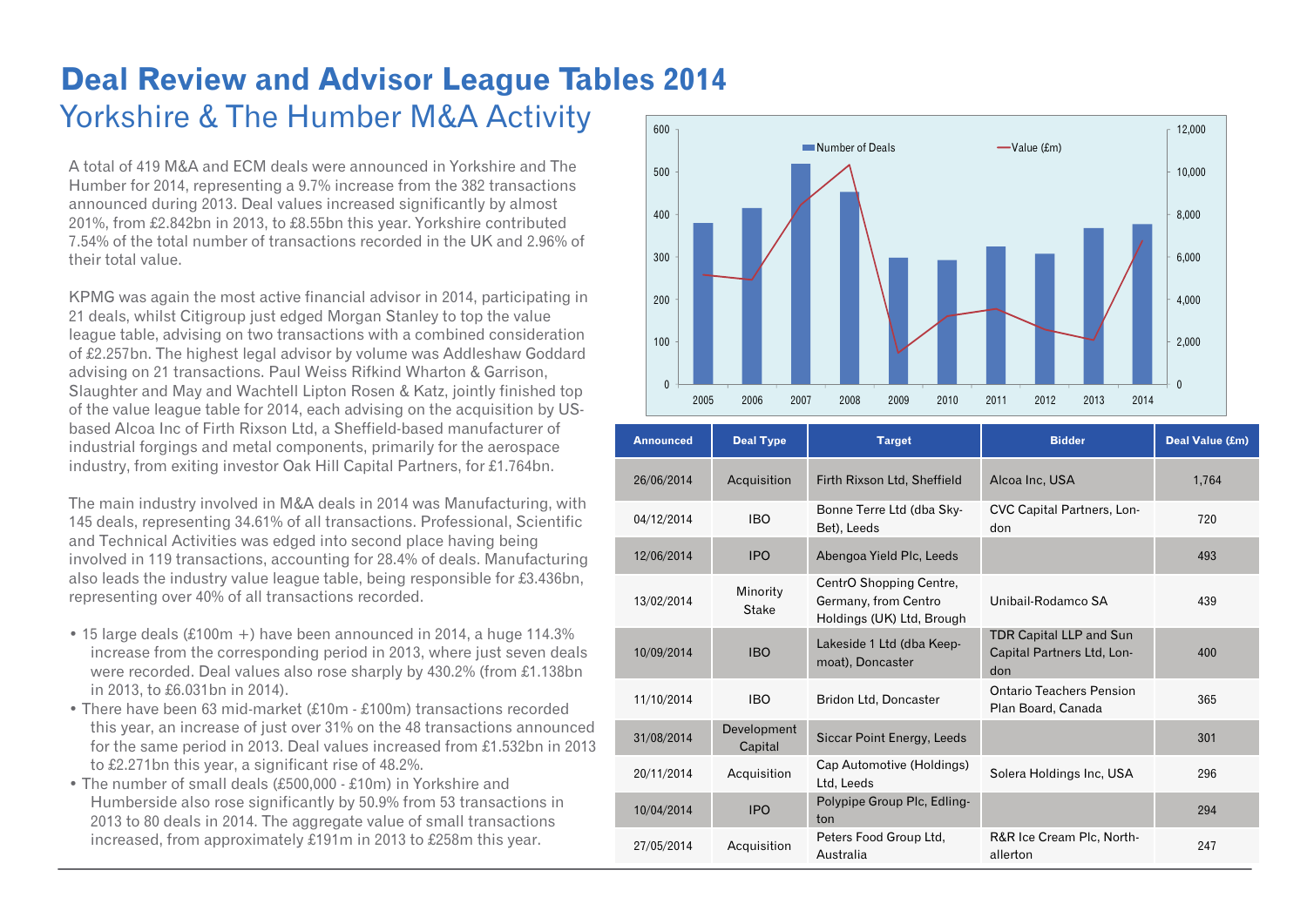# Deal Review and Advisor League Tables 2014

## Yorkshire & The Humber M&A Activity

A total of 419 M&A and ECM deals were announced in Yorkshire and The Humber for 2014, representing a 9.7% increase from the 382 transactions announced during 2013. Deal values increased significantly by almost 201%, from £2.842bn in 2013, to £8.55bn this year. Yorkshire contributed 7.54% of the total number of transactions recorded in the UK and 2.96% of their total value.

KPMG was again the most active financial advisor in 2014, participating in 21 deals, whilst Citigroup just edged Morgan Stanley to top the value league table, advising on two transactions with a combined consideration of £2.257bn. The highest legal advisor by volume was Addleshaw Goddard advising on 21 transactions. Paul Weiss Rifkind Wharton & Garrison, Slaughter and May and Wachtell Lipton Rosen & Katz, jointly finished top of the value league table for 2014, each advising on the acquisition by US-based Alcoa Inc of Firth Rixson Ltd, a Sheffield-based manufacturer of industrial forgings and metal components, primarily for the aerospace industry, from exiting investor Oak Hill Capital Partners, for £1.764bn.

The main industry involved in M&A deals in 2014 was Manufacturing, with 145 deals, representing 34.61% of all transactions. Professional, Scientific and Technical Activities was edged into second place having being involved in 119 transactions, accounting for 28.4% of deals. Manufacturing also leads the industry value league table, being responsible for £3.436bn, representing over 40% of all transactions recorded.

- 15 large deals (£100m +) have been announced in 2014, a huge 114.3% increase from the corresponding period in 2013, where just seven deals were recorded. Deal values also rose sharply by 430.2% (from £1.138bn in 2013, to £6.031bn in 2014).
- There have been 63 mid-market (£10m - £100m) transactions recorded this year, an increase of just over 31% on the 48 transactions announced for the same period in 2013. Deal values increased from £1.532bn in 2013 to £2.271bn this year, a significant rise of 48.2%.
- The number of small deals (£500,000 - £10m) in Yorkshire and Humberside also rose significantly by 50.9% from 53 transactions in 2013 to 80 deals in 2014. The aggregate value of small transactions increased, from approximately £191m in 2013 to £258m this year.

| Announced | Deal Type | Target | Bidder | Deal Value (£m) |
|---|---|---|---|---|
| 26/06/2014 | Acquisition | Firth Rixson Ltd, Sheffield | Alcoa Inc, USA | 1,764 |
| 04/12/2014 | IBO | Bonne Terre Ltd (dba Sky-Bet), Leeds | CVC Capital Partners, London | 720 |
| 12/06/2014 | IPO | Abengoa Yield Plc, Leeds | | 493 |
| 13/02/2014 | Minority Stake | CentrO Shopping Centre, Germany, from Centro Holdings (UK) Ltd, Brough | Unibail-Rodamco SA | 439 |
| 10/09/2014 | IBO | Lakeside 1 Ltd (dba Keepmoat), Doncaster | TDR Capital LLP and Sun Capital Partners Ltd, London | 400 |
| 11/10/2014 | IBO | Bridon Ltd, Doncaster | Ontario Teachers Pension Plan Board, Canada | 365 |
| 31/08/2014 | Development Capital | Siccar Point Energy, Leeds | | 301 |
| 20/11/2014 | Acquisition | Cap Automotive (Holdings) Ltd, Leeds | Solera Holdings Inc, USA | 296 |
| 10/04/2014 | IPO | Polypipe Group Plc, Edlington | | 294 |
| 27/05/2014 | Acquisition | Peters Food Group Ltd, Australia | R&R Ice Cream Plc, Northallerton | 247 |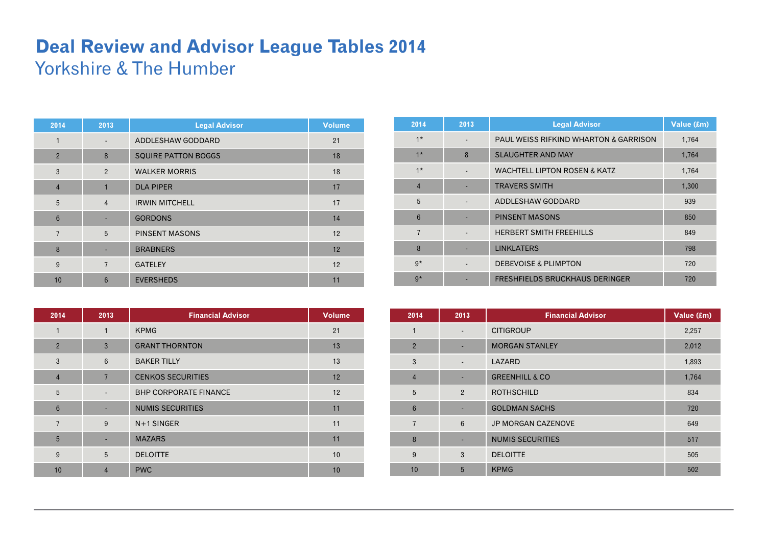# Deal Review and Advisor League Tables 2014

## Yorkshire & The Humber

| 2014 | 2013 | Legal Advisor | Volume |
|---|---|---|---|
| 1 | - | ADDLESHAW GODDARD | 21 |
| 2 | 8 | SQUIRE PATTON BOGGS | 18 |
| 3 | 2 | WALKER MORRIS | 18 |
| 4 | 1 | DLA PIPER | 17 |
| 5 | 4 | IRWIN MITCHELL | 17 |
| 6 | - | GORDONS | 14 |
| 7 | 5 | PINSENT MASONS | 12 |
| 8 | - | BRABNERS | 12 |
| 9 | 7 | GATELEY | 12 |
| 10 | 6 | EVERSHEDS | 11 |

| 2014 | 2013 | Legal Advisor | Value (£m) |
|---|---|---|---|
| 1* | - | PAUL WEISS RIFKIND WHARTON & GARRISON | 1,764 |
| 1* | 8 | SLAUGHTER AND MAY | 1,764 |
| 1* | - | WACHTELL LIPTON ROSEN & KATZ | 1,764 |
| 4 | - | TRAVERS SMITH | 1,300 |
| 5 | - | ADDLESHAW GODDARD | 939 |
| 6 | - | PINSENT MASONS | 850 |
| 7 | - | HERBERT SMITH FREEHILLS | 849 |
| 8 | - | LINKLATERS | 798 |
| 9* | - | DEBEVOISE & PLIMPTON | 720 |
| 9* | - | FRESHFIELDS BRUCKHAUS DERINGER | 720 |

| 2014 | 2013 | Financial Advisor | Volume |
|---|---|---|---|
| 1 | 1 | KPMG | 21 |
| 2 | 3 | GRANT THORNTON | 13 |
| 3 | 6 | BAKER TILLY | 13 |
| 4 | 7 | CENKOS SECURITIES | 12 |
| 5 | - | BHP CORPORATE FINANCE | 12 |
| 6 | - | NUMIS SECURITIES | 11 |
| 7 | 9 | N+1 SINGER | 11 |
| 5 | - | MAZARS | 11 |
| 9 | 5 | DELOITTE | 10 |
| 10 | 4 | PWC | 10 |

| 2014 | 2013 | Financial Advisor | Value (£m) |
|---|---|---|---|
| 1 | - | CITIGROUP | 2,257 |
| 2 | - | MORGAN STANLEY | 2,012 |
| 3 | - | LAZARD | 1,893 |
| 4 | - | GREENHILL & CO | 1,764 |
| 5 | 2 | ROTHSCHILD | 834 |
| 6 | - | GOLDMAN SACHS | 720 |
| 7 | 6 | JP MORGAN CAZENOVE | 649 |
| 8 | - | NUMIS SECURITIES | 517 |
| 9 | 3 | DELOITTE | 505 |
| 10 | 5 | KPMG | 502 |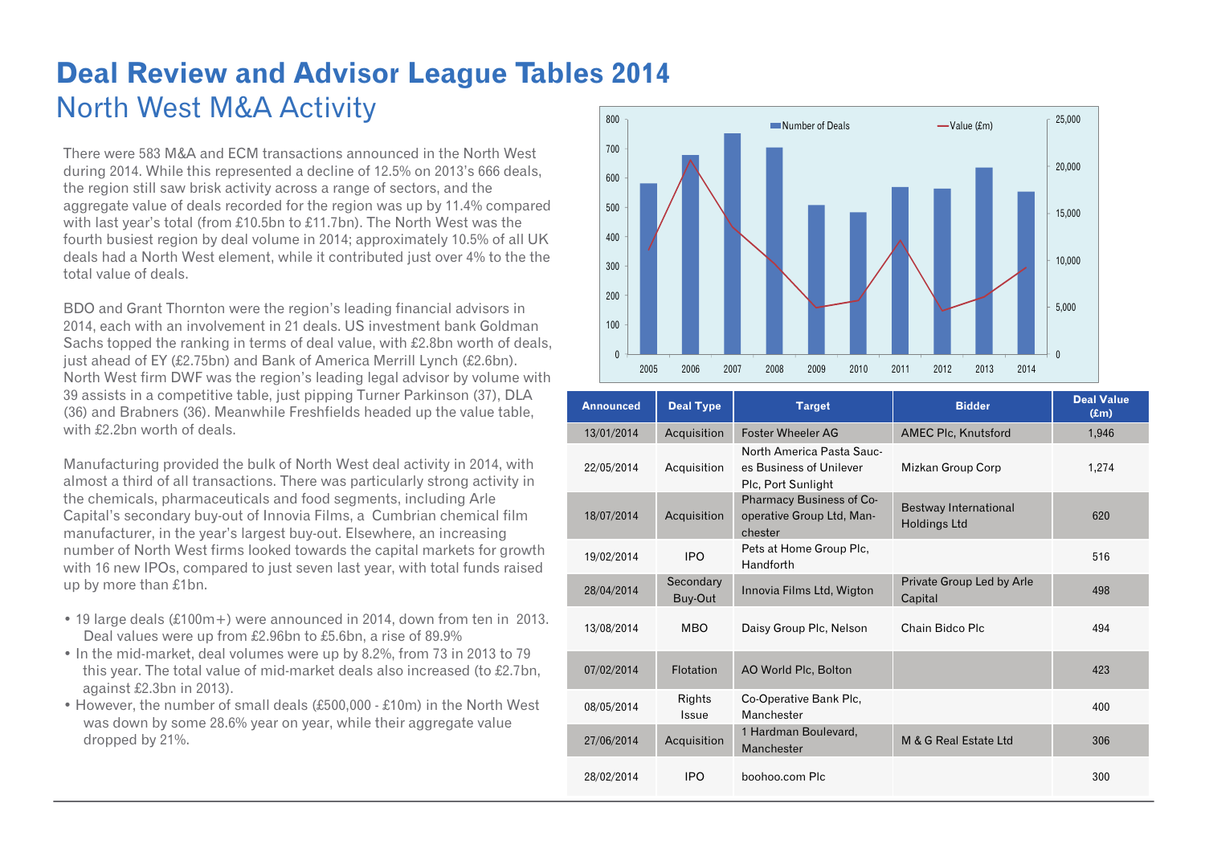# Deal Review and Advisor League Tables 2014

## North West M&A Activity

There were 583 M&A and ECM transactions announced in the North West during 2014. While this represented a decline of 12.5% on 2013's 666 deals, the region still saw brisk activity across a range of sectors, and the aggregate value of deals recorded for the region was up by 11.4% compared with last year's total (from £10.5bn to £11.7bn). The North West was the fourth busiest region by deal volume in 2014; approximately 10.5% of all UK deals had a North West element, while it contributed just over 4% to the the total value of deals.

BDO and Grant Thornton were the region's leading financial advisors in 2014, each with an involvement in 21 deals. US investment bank Goldman Sachs topped the ranking in terms of deal value, with £2.8bn worth of deals, just ahead of EY (£2.75bn) and Bank of America Merrill Lynch (£2.6bn). North West firm DWF was the region's leading legal advisor by volume with 39 assists in a competitive table, just pipping Turner Parkinson (37), DLA (36) and Brabners (36). Meanwhile Freshfields headed up the value table, with £2.2bn worth of deals.

Manufacturing provided the bulk of North West deal activity in 2014, with almost a third of all transactions. There was particularly strong activity in the chemicals, pharmaceuticals and food segments, including Arle Capital's secondary buy-out of Innovia Films, a Cumbrian chemical film manufacturer, in the year's largest buy-out. Elsewhere, an increasing number of North West firms looked towards the capital markets for growth with 16 new IPOs, compared to just seven last year, with total funds raised up by more than £1bn.

- 19 large deals (£100m+) were announced in 2014, down from ten in 2013. Deal values were up from £2.96bn to £5.6bn, a rise of 89.9%
- In the mid-market, deal volumes were up by 8.2%, from 73 in 2013 to 79 this year. The total value of mid-market deals also increased (to £2.7bn, against £2.3bn in 2013).
- However, the number of small deals (£500,000 - £10m) in the North West was down by some 28.6% year on year, while their aggregate value dropped by 21%.

| Announced | Deal Type | Target | Bidder | Deal Value (£m) |
|---|---|---|---|---|
| 13/01/2014 | Acquisition | Foster Wheeler AG | AMEC Plc, Knutsford | 1,946 |
| 22/05/2014 | Acquisition | North America Pasta Sauces Business of Unilever Plc, Port Sunlight | Mizkan Group Corp | 1,274 |
| 18/07/2014 | Acquisition | Pharmacy Business of Co-operative Group Ltd, Manchester | Bestway International Holdings Ltd | 620 |
| 19/02/2014 | IPO | Pets at Home Group Plc, Handforth | | 516 |
| 28/04/2014 | Secondary Buy-Out | Innovia Films Ltd, Wigton | Private Group Led by Arle Capital | 498 |
| 13/08/2014 | MBO | Daisy Group Plc, Nelson | Chain Bidco Plc | 494 |
| 07/02/2014 | Flotation | AO World Plc, Bolton | | 423 |
| 08/05/2014 | Rights Issue | Co-Operative Bank Plc, Manchester | | 400 |
| 27/06/2014 | Acquisition | 1 Hardman Boulevard, Manchester | M & G Real Estate Ltd | 306 |
| 28/02/2014 | IPO | boohoo.com Plc | | 300 |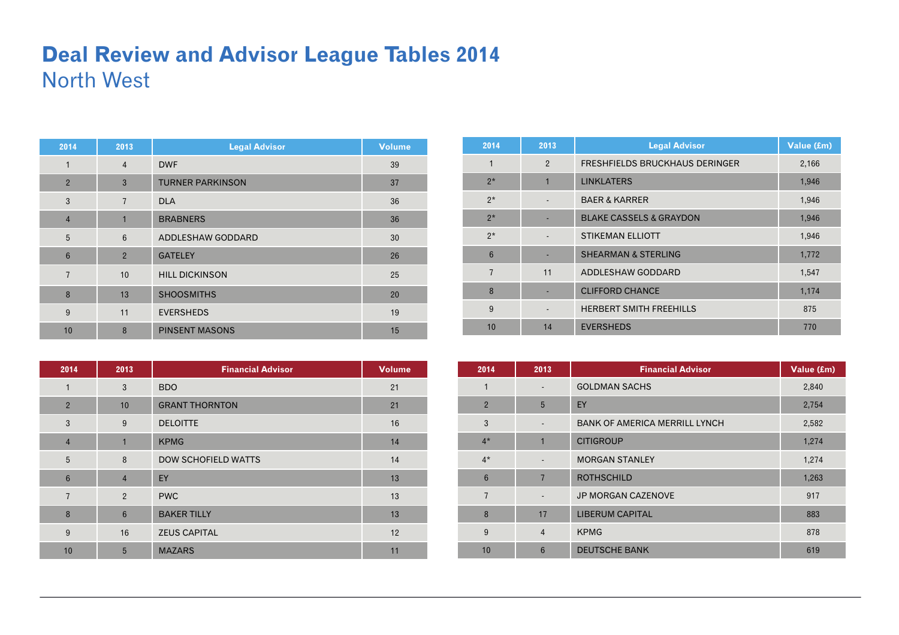# Deal Review and Advisor League Tables 2014

## North West

| 2014 | 2013 | Legal Advisor | Volume |
|---|---|---|---|
| 1 | 4 | DWF | 39 |
| 2 | 3 | TURNER PARKINSON | 37 |
| 3 | 7 | DLA | 36 |
| 4 | 1 | BRABNERS | 36 |
| 5 | 6 | ADDLESHAW GODDARD | 30 |
| 6 | 2 | GATELEY | 26 |
| 7 | 10 | HILL DICKINSON | 25 |
| 8 | 13 | SHOOSMITHS | 20 |
| 9 | 11 | EVERSHEDS | 19 |
| 10 | 8 | PINSENT MASONS | 15 |

| 2014 | 2013 | Legal Advisor | Value (£m) |
|---|---|---|---|
| 1 | 2 | FRESHFIELDS BRUCKHAUS DERINGER | 2,166 |
| 2* | 1 | LINKLATERS | 1,946 |
| 2* | - | BAER & KARRER | 1,946 |
| 2* | - | BLAKE CASSELS & GRAYDON | 1,946 |
| 2* | - | STIKEMAN ELLIOTT | 1,946 |
| 6 | - | SHEARMAN & STERLING | 1,772 |
| 7 | 11 | ADDLESHAW GODDARD | 1,547 |
| 8 | - | CLIFFORD CHANCE | 1,174 |
| 9 | - | HERBERT SMITH FREEHILLS | 875 |
| 10 | 14 | EVERSHEDS | 770 |

| 2014 | 2013 | Financial Advisor | Volume |
|---|---|---|---|
| 1 | 3 | BDO | 21 |
| 2 | 10 | GRANT THORNTON | 21 |
| 3 | 9 | DELOITTE | 16 |
| 4 | 1 | KPMG | 14 |
| 5 | 8 | DOW SCHOFIELD WATTS | 14 |
| 6 | 4 | EY | 13 |
| 7 | 2 | PWC | 13 |
| 8 | 6 | BAKER TILLY | 13 |
| 9 | 16 | ZEUS CAPITAL | 12 |
| 10 | 5 | MAZARS | 11 |

| 2014 | 2013 | Financial Advisor | Value (£m) |
|---|---|---|---|
| 1 | - | GOLDMAN SACHS | 2,840 |
| 2 | 5 | EY | 2,754 |
| 3 | - | BANK OF AMERICA MERRILL LYNCH | 2,582 |
| 4* | 1 | CITIGROUP | 1,274 |
| 4* | - | MORGAN STANLEY | 1,274 |
| 6 | 7 | ROTHSCHILD | 1,263 |
| 7 | - | JP MORGAN CAZENOVE | 917 |
| 8 | 17 | LIBERUM CAPITAL | 883 |
| 9 | 4 | KPMG | 878 |
| 10 | 6 | DEUTSCHE BANK | 619 |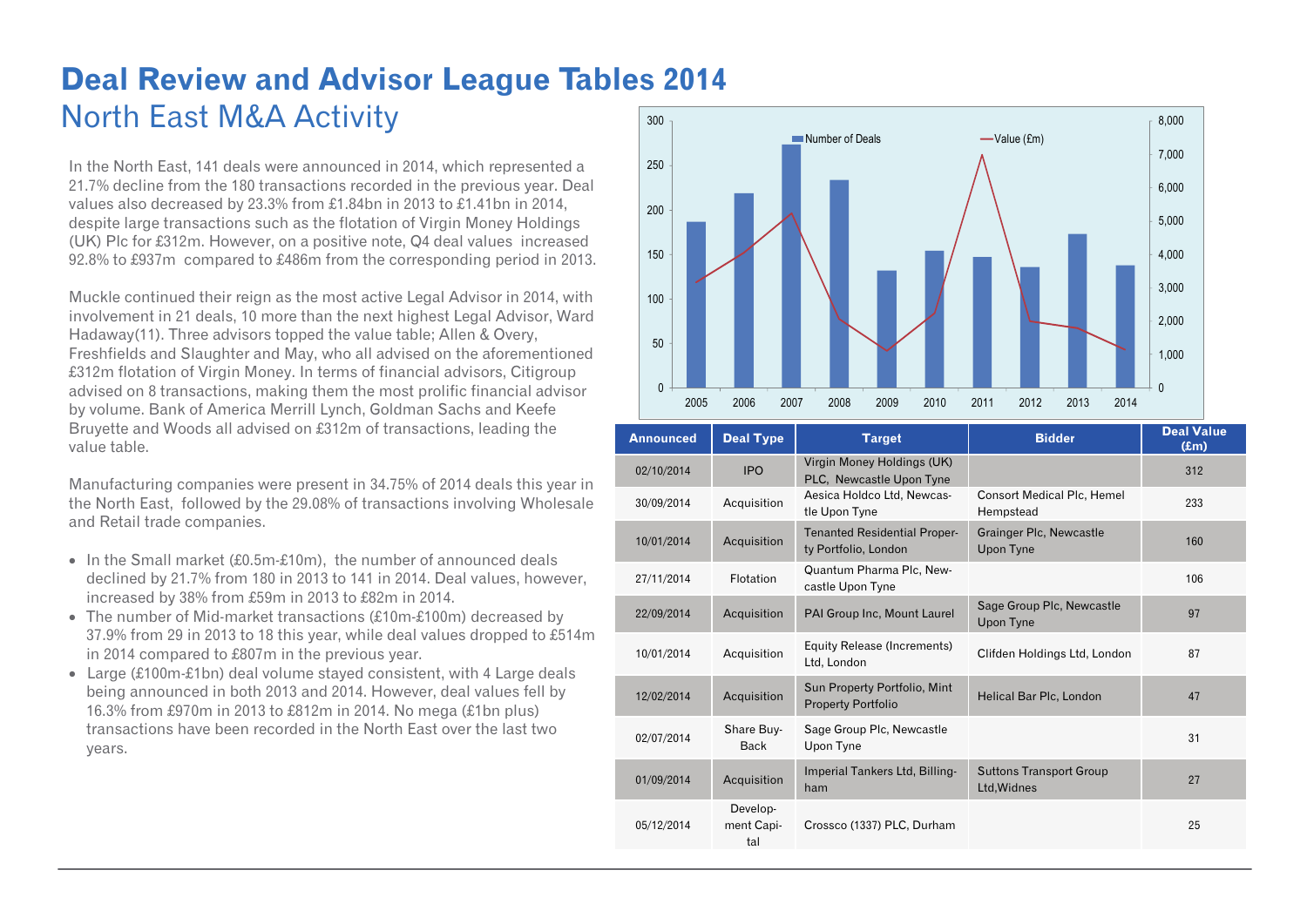# Deal Review and Advisor League Tables 2014

## North East M&A Activity

In the North East, 141 deals were announced in 2014, which represented a 21.7% decline from the 180 transactions recorded in the previous year. Deal values also decreased by 23.3% from £1.84bn in 2013 to £1.41bn in 2014, despite large transactions such as the flotation of Virgin Money Holdings (UK) Plc for £312m. However, on a positive note, Q4 deal values increased 92.8% to £937m compared to £486m from the corresponding period in 2013.

Muckle continued their reign as the most active Legal Advisor in 2014, with involvement in 21 deals, 10 more than the next highest Legal Advisor, Ward Hadaway(11). Three advisors topped the value table; Allen & Overy, Freshfields and Slaughter and May, who all advised on the aforementioned £312m flotation of Virgin Money. In terms of financial advisors, Citigroup advised on 8 transactions, making them the most prolific financial advisor by volume. Bank of America Merrill Lynch, Goldman Sachs and Keefe Bruyette and Woods all advised on £312m of transactions, leading the value table.

Manufacturing companies were present in 34.75% of 2014 deals this year in the North East, followed by the 29.08% of transactions involving Wholesale and Retail trade companies.

- In the Small market (£0.5m-£10m), the number of announced deals declined by 21.7% from 180 in 2013 to 141 in 2014. Deal values, however, increased by 38% from £59m in 2013 to £82m in 2014.
- The number of Mid-market transactions (£10m-£100m) decreased by 37.9% from 29 in 2013 to 18 this year, while deal values dropped to £514m in 2014 compared to £807m in the previous year.
- Large (£100m-£1bn) deal volume stayed consistent, with 4 Large deals being announced in both 2013 and 2014. However, deal values fell by 16.3% from £970m in 2013 to £812m in 2014. No mega (£1bn plus) transactions have been recorded in the North East over the last two years.

| Announced | Deal Type | Target | Bidder | Deal Value (£m) |
|---|---|---|---|---|
| 02/10/2014 | IPO | Virgin Money Holdings (UK) PLC, Newcastle Upon Tyne | | 312 |
| 30/09/2014 | Acquisition | Aesica Holdco Ltd, Newcastle Upon Tyne | Consort Medical Plc, Hemel Hempstead | 233 |
| 10/01/2014 | Acquisition | Tenanted Residential Property Portfolio, London | Grainger Plc, Newcastle Upon Tyne | 160 |
| 27/11/2014 | Flotation | Quantum Pharma Plc, Newcastle Upon Tyne | | 106 |
| 22/09/2014 | Acquisition | PAI Group Inc, Mount Laurel | Sage Group Plc, Newcastle Upon Tyne | 97 |
| 10/01/2014 | Acquisition | Equity Release (Increments) Ltd, London | Clifden Holdings Ltd, London | 87 |
| 12/02/2014 | Acquisition | Sun Property Portfolio, Mint Property Portfolio | Helical Bar Plc, London | 47 |
| 02/07/2014 | Share Buy-Back | Sage Group Plc, Newcastle Upon Tyne | | 31 |
| 01/09/2014 | Acquisition | Imperial Tankers Ltd, Billingham | Suttons Transport Group Ltd,Widnes | 27 |
| 05/12/2014 | Development Capital | Crossco (1337) PLC, Durham | | 25 |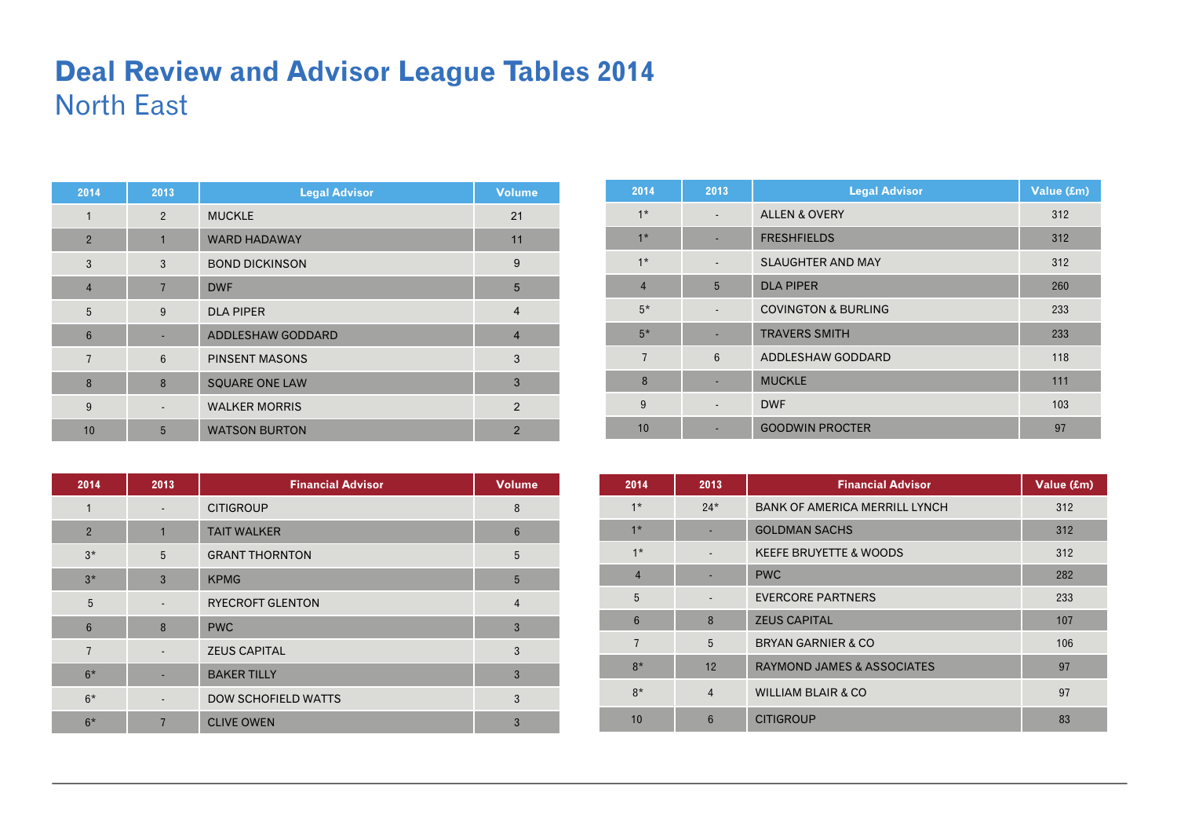# Deal Review and Advisor League Tables 2014

## North East

| 2014 | 2013 | Legal Advisor | Volume |
|---|---|---|---|
| 1 | 2 | MUCKLE | 21 |
| 2 | 1 | WARD HADAWAY | 11 |
| 3 | 3 | BOND DICKINSON | 9 |
| 4 | 7 | DWF | 5 |
| 5 | 9 | DLA PIPER | 4 |
| 6 | - | ADDLESHAW GODDARD | 4 |
| 7 | 6 | PINSENT MASONS | 3 |
| 8 | 8 | SQUARE ONE LAW | 3 |
| 9 | - | WALKER MORRIS | 2 |
| 10 | 5 | WATSON BURTON | 2 |

| 2014 | 2013 | Legal Advisor | Value (£m) |
|---|---|---|---|
| 1* | - | ALLEN & OVERY | 312 |
| 1* | - | FRESHFIELDS | 312 |
| 1* | - | SLAUGHTER AND MAY | 312 |
| 4 | 5 | DLA PIPER | 260 |
| 5* | - | COVINGTON & BURLING | 233 |
| 5* | - | TRAVERS SMITH | 233 |
| 7 | 6 | ADDLESHAW GODDARD | 118 |
| 8 | - | MUCKLE | 111 |
| 9 | - | DWF | 103 |
| 10 | - | GOODWIN PROCTER | 97 |

| 2014 | 2013 | Financial Advisor | Volume |
|---|---|---|---|
| 1 | - | CITIGROUP | 8 |
| 2 | 1 | TAIT WALKER | 6 |
| 3* | 5 | GRANT THORNTON | 5 |
| 3* | 3 | KPMG | 5 |
| 5 | - | RYECROFT GLENTON | 4 |
| 6 | 8 | PWC | 3 |
| 7 | - | ZEUS CAPITAL | 3 |
| 6* | - | BAKER TILLY | 3 |
| 6* | - | DOW SCHOFIELD WATTS | 3 |
| 6* | 7 | CLIVE OWEN | 3 |

| 2014 | 2013 | Financial Advisor | Value (£m) |
|---|---|---|---|
| 1* | 24* | BANK OF AMERICA MERRILL LYNCH | 312 |
| 1* | - | GOLDMAN SACHS | 312 |
| 1* | - | KEEFE BRUYETTE & WOODS | 312 |
| 4 | - | PWC | 282 |
| 5 | - | EVERCORE PARTNERS | 233 |
| 6 | 8 | ZEUS CAPITAL | 107 |
| 7 | 5 | BRYAN GARNIER & CO | 106 |
| 8* | 12 | RAYMOND JAMES & ASSOCIATES | 97 |
| 8* | 4 | WILLIAM BLAIR & CO | 97 |
| 10 | 6 | CITIGROUP | 83 |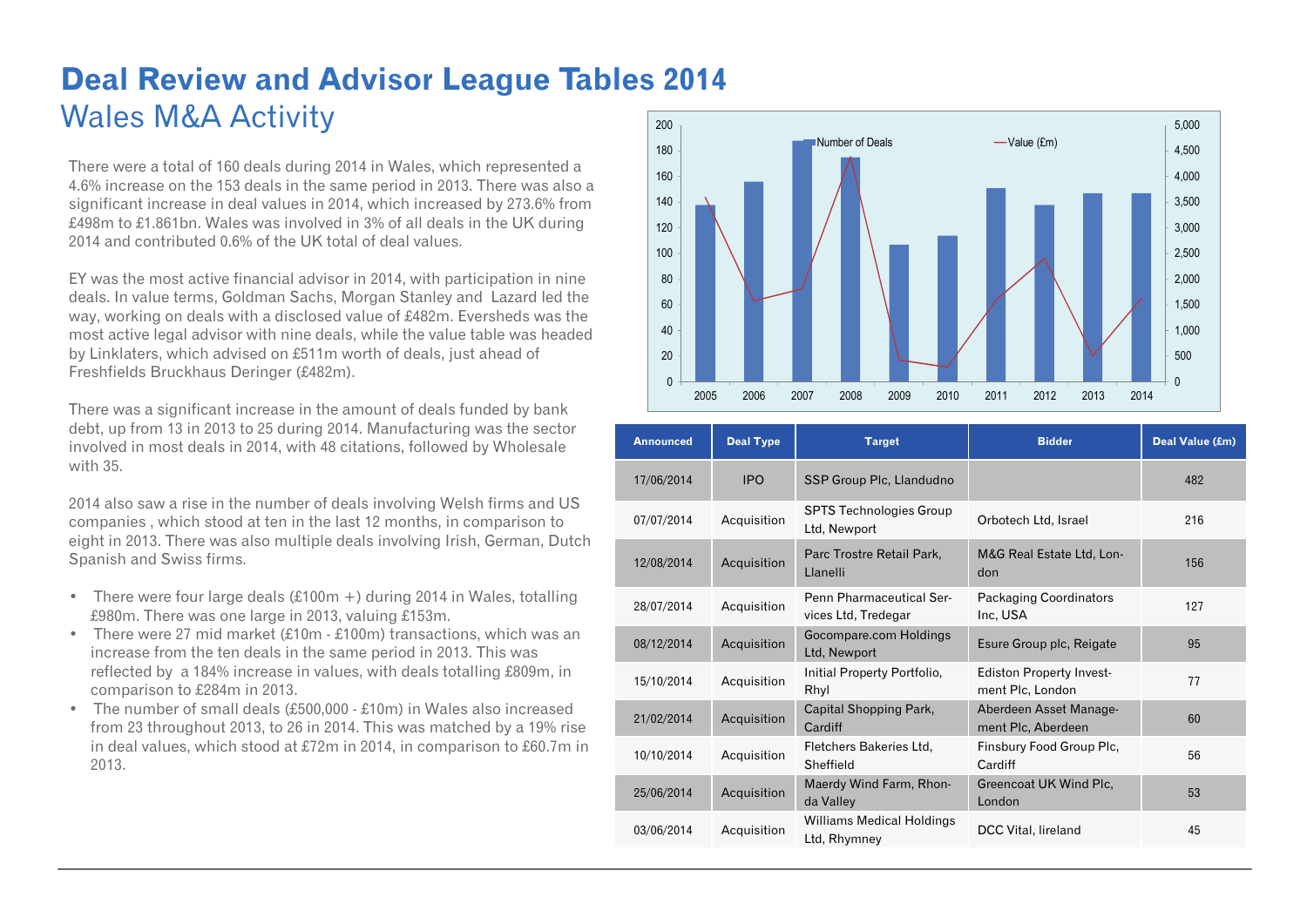# Deal Review and Advisor League Tables 2014

## Wales M&A Activity

There were a total of 160 deals during 2014 in Wales, which represented a 4.6% increase on the 153 deals in the same period in 2013. There was also a significant increase in deal values in 2014, which increased by 273.6% from £498m to £1.861bn. Wales was involved in 3% of all deals in the UK during 2014 and contributed 0.6% of the UK total of deal values.

EY was the most active financial advisor in 2014, with participation in nine deals. In value terms, Goldman Sachs, Morgan Stanley and Lazard led the way, working on deals with a disclosed value of £482m. Eversheds was the most active legal advisor with nine deals, while the value table was headed by Linklaters, which advised on £511m worth of deals, just ahead of Freshfields Bruckhaus Deringer (£482m).

There was a significant increase in the amount of deals funded by bank debt, up from 13 in 2013 to 25 during 2014. Manufacturing was the sector involved in most deals in 2014, with 48 citations, followed by Wholesale with 35.

2014 also saw a rise in the number of deals involving Welsh firms and US companies , which stood at ten in the last 12 months, in comparison to eight in 2013. There was also multiple deals involving Irish, German, Dutch Spanish and Swiss firms.

- There were four large deals (£100m +) during 2014 in Wales, totalling £980m. There was one large in 2013, valuing £153m.
- There were 27 mid market (£10m - £100m) transactions, which was an increase from the ten deals in the same period in 2013. This was reflected by a 184% increase in values, with deals totalling £809m, in comparison to £284m in 2013.
- The number of small deals (£500,000 - £10m) in Wales also increased from 23 throughout 2013, to 26 in 2014. This was matched by a 19% rise in deal values, which stood at £72m in 2014, in comparison to £60.7m in 2013.

| Announced | Deal Type | Target | Bidder | Deal Value (£m) |
|---|---|---|---|---|
| 17/06/2014 | IPO | SSP Group Plc, Llandudno | | 482 |
| 07/07/2014 | Acquisition | SPTS Technologies Group Ltd, Newport | Orbotech Ltd, Israel | 216 |
| 12/08/2014 | Acquisition | Parc Trostre Retail Park, Llanelli | M&G Real Estate Ltd, London | 156 |
| 28/07/2014 | Acquisition | Penn Pharmaceutical Services Ltd, Tredegar | Packaging Coordinators Inc, USA | 127 |
| 08/12/2014 | Acquisition | Gocompare.com Holdings Ltd, Newport | Esure Group plc, Reigate | 95 |
| 15/10/2014 | Acquisition | Initial Property Portfolio, Rhyl | Ediston Property Investment Plc, London | 77 |
| 21/02/2014 | Acquisition | Capital Shopping Park, Cardiff | Aberdeen Asset Management Plc, Aberdeen | 60 |
| 10/10/2014 | Acquisition | Fletchers Bakeries Ltd, Sheffield | Finsbury Food Group Plc, Cardiff | 56 |
| 25/06/2014 | Acquisition | Maerdy Wind Farm, Rhonda Valley | Greencoat UK Wind Plc, London | 53 |
| 03/06/2014 | Acquisition | Williams Medical Holdings Ltd, Rhymney | DCC Vital, lireland | 45 |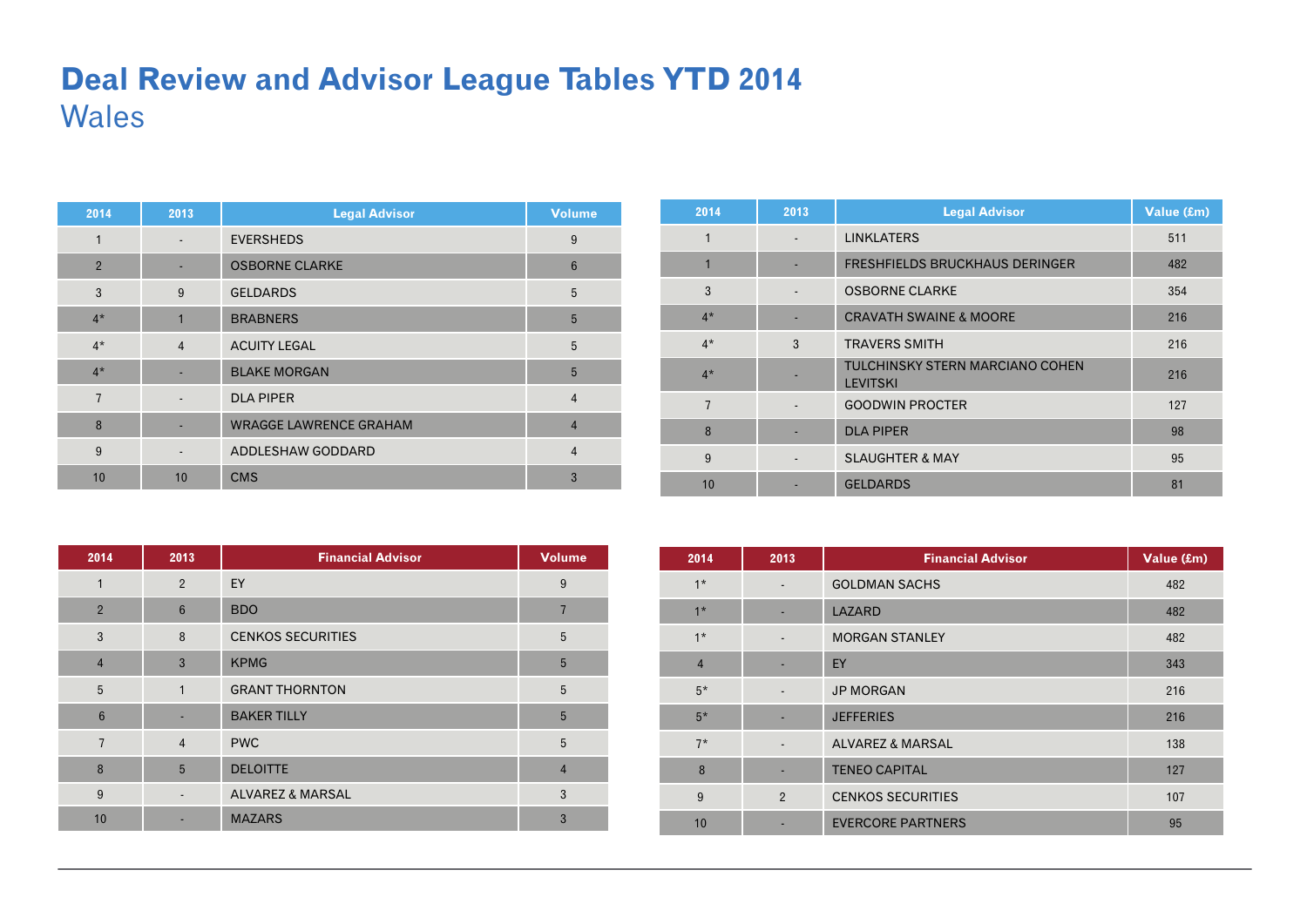# Deal Review and Advisor League Tables YTD 2014

## Wales

| 2014 | 2013 | Legal Advisor | Volume |
|---|---|---|---|
| 1 | - | EVERSHEDS | 9 |
| 2 | - | OSBORNE CLARKE | 6 |
| 3 | 9 | GELDARDS | 5 |
| 4* | 1 | BRABNERS | 5 |
| 4* | 4 | ACUITY LEGAL | 5 |
| 4* | - | BLAKE MORGAN | 5 |
| 7 | - | DLA PIPER | 4 |
| 8 | - | WRAGGE LAWRENCE GRAHAM | 4 |
| 9 | - | ADDLESHAW GODDARD | 4 |
| 10 | 10 | CMS | 3 |

| 2014 | 2013 | Legal Advisor | Value (£m) |
|---|---|---|---|
| 1 | - | LINKLATERS | 511 |
| 1 | - | FRESHFIELDS BRUCKHAUS DERINGER | 482 |
| 3 | - | OSBORNE CLARKE | 354 |
| 4* | - | CRAVATH SWAINE & MOORE | 216 |
| 4* | 3 | TRAVERS SMITH | 216 |
| 4* | - | TULCHINSKY STERN MARCIANO COHEN LEVITSKI | 216 |
| 7 | - | GOODWIN PROCTER | 127 |
| 8 | - | DLA PIPER | 98 |
| 9 | - | SLAUGHTER & MAY | 95 |
| 10 | - | GELDARDS | 81 |

| 2014 | 2013 | Financial Advisor | Volume |
|---|---|---|---|
| 1 | 2 | EY | 9 |
| 2 | 6 | BDO | 7 |
| 3 | 8 | CENKOS SECURITIES | 5 |
| 4 | 3 | KPMG | 5 |
| 5 | 1 | GRANT THORNTON | 5 |
| 6 | - | BAKER TILLY | 5 |
| 7 | 4 | PWC | 5 |
| 8 | 5 | DELOITTE | 4 |
| 9 | - | ALVAREZ & MARSAL | 3 |
| 10 | - | MAZARS | 3 |

| 2014 | 2013 | Financial Advisor | Value (£m) |
|---|---|---|---|
| 1* | - | GOLDMAN SACHS | 482 |
| 1* | - | LAZARD | 482 |
| 1* | - | MORGAN STANLEY | 482 |
| 4 | - | EY | 343 |
| 5* | - | JP MORGAN | 216 |
| 5* | - | JEFFERIES | 216 |
| 7* | - | ALVAREZ & MARSAL | 138 |
| 8 | - | TENEO CAPITAL | 127 |
| 9 | 2 | CENKOS SECURITIES | 107 |
| 10 | - | EVERCORE PARTNERS | 95 |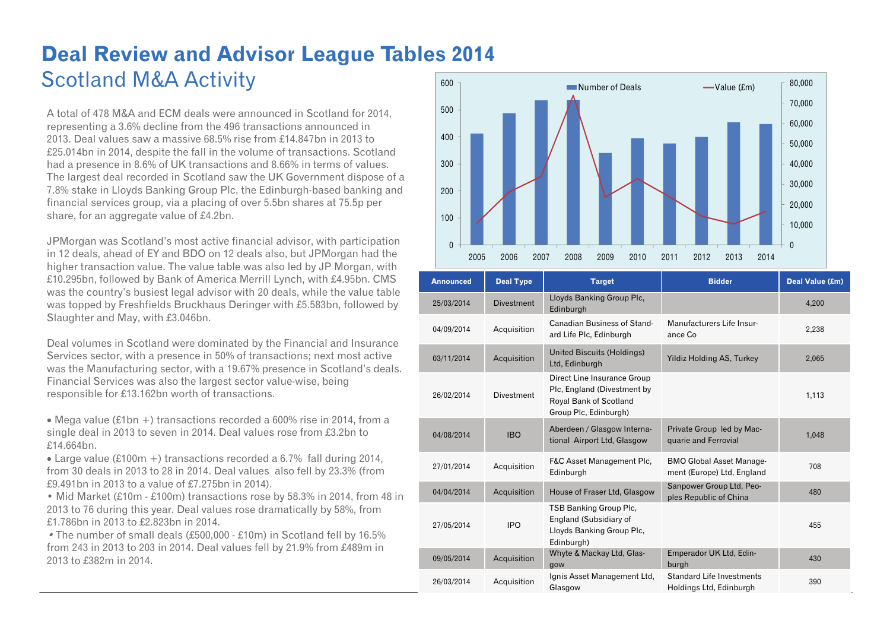# Deal Review and Advisor League Tables 2014

## Scotland M&A Activity

A total of 478 M&A and ECM deals were announced in Scotland for 2014, representing a 3.6% decline from the 496 transactions announced in 2013. Deal values saw a massive 68.5% rise from £14.847bn in 2013 to £25.014bn in 2014, despite the fall in the volume of transactions. Scotland had a presence in 8.6% of UK transactions and 8.66% in terms of values. The largest deal recorded in Scotland saw the UK Government dispose of a 7.8% stake in Lloyds Banking Group Plc, the Edinburgh-based banking and financial services group, via a placing of over 5.5bn shares at 75.5p per share, for an aggregate value of £4.2bn.

JPMorgan was Scotland's most active financial advisor, with participation in 12 deals, ahead of EY and BDO on 12 deals also, but JPMorgan had the higher transaction value. The value table was also led by JP Morgan, with £10.295bn, followed by Bank of America Merrill Lynch, with £4.95bn. CMS was the country's busiest legal advisor with 20 deals, while the value table was topped by Freshfields Bruckhaus Deringer with £5.583bn, followed by Slaughter and May, with £3.046bn.

Deal volumes in Scotland were dominated by the Financial and Insurance Services sector, with a presence in 50% of transactions; next most active was the Manufacturing sector, with a 19.67% presence in Scotland's deals. Financial Services was also the largest sector value-wise, being responsible for £13.162bn worth of transactions.

- Mega value (£1bn +) transactions recorded a 600% rise in 2014, from a single deal in 2013 to seven in 2014. Deal values rose from £3.2bn to £14.664bn.
- Large value (£100m +) transactions recorded a 6.7% fall during 2014, from 30 deals in 2013 to 28 in 2014. Deal values also fell by 23.3% (from £9.491bn in 2013 to a value of £7.275bn in 2014).
- Mid Market (£10m - £100m) transactions rose by 58.3% in 2014, from 48 in 2013 to 76 during this year. Deal values rose dramatically by 58%, from £1.786bn in 2013 to £2.823bn in 2014.
- The number of small deals (£500,000 - £10m) in Scotland fell by 16.5% from 243 in 2013 to 203 in 2014. Deal values fell by 21.9% from £489m in 2013 to £382m in 2014.

| Year | Number of Deals | Value (£m) |
|---|---|---|
| 2005 | 412 | 10,500 |
| 2006 | 488 | 26,000 |
| 2007 | 536 | 34,000 |
| 2008 | 538 | 74,000 |
| 2009 | 340 | 23,500 |
| 2010 | 395 | 33,000 |
| 2011 | 375 | 24,000 |
| 2012 | 400 | 14,500 |
| 2013 | 455 | 10,500 |
| 2014 | 448 | 17,000 |

| Announced | Deal Type | Target | Bidder | Deal Value (£m) |
|---|---|---|---|---|
| 25/03/2014 | Divestment | Lloyds Banking Group Plc, Edinburgh | | 4,200 |
| 04/09/2014 | Acquisition | Canadian Business of Standard Life Plc, Edinburgh | Manufacturers Life Insurance Co | 2,238 |
| 03/11/2014 | Acquisition | United Biscuits (Holdings) Ltd, Edinburgh | Yildiz Holding AS, Turkey | 2,065 |
| 26/02/2014 | Divestment | Direct Line Insurance Group Plc, England (Divestment by Royal Bank of Scotland Group Plc, Edinburgh) | | 1,113 |
| 04/08/2014 | IBO | Aberdeen / Glasgow International Airport Ltd, Glasgow | Private Group led by Macquarie and Ferrovial | 1,048 |
| 27/01/2014 | Acquisition | F&C Asset Management Plc, Edinburgh | BMO Global Asset Management (Europe) Ltd, England | 708 |
| 04/04/2014 | Acquisition | House of Fraser Ltd, Glasgow | Sanpower Group Ltd, Peoples Republic of China | 480 |
| 27/05/2014 | IPO | TSB Banking Group Plc, England (Subsidiary of Lloyds Banking Group Plc, Edinburgh) | | 455 |
| 09/05/2014 | Acquisition | Whyte & Mackay Ltd, Glasgow | Emperador UK Ltd, Edinburgh | 430 |
| 26/03/2014 | Acquisition | Ignis Asset Management Ltd, Glasgow | Standard Life Investments Holdings Ltd, Edinburgh | 390 |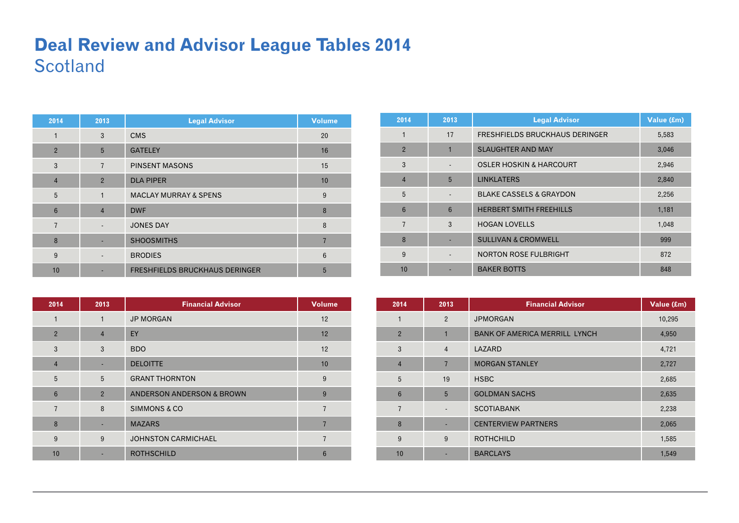# Deal Review and Advisor League Tables 2014

## Scotland

| 2014 | 2013 | Legal Advisor | Volume |
|---|---|---|---|
| 1 | 3 | CMS | 20 |
| 2 | 5 | GATELEY | 16 |
| 3 | 7 | PINSENT MASONS | 15 |
| 4 | 2 | DLA PIPER | 10 |
| 5 | 1 | MACLAY MURRAY & SPENS | 9 |
| 6 | 4 | DWF | 8 |
| 7 | - | JONES DAY | 8 |
| 8 | - | SHOOSMITHS | 7 |
| 9 | - | BRODIES | 6 |
| 10 | - | FRESHFIELDS BRUCKHAUS DERINGER | 5 |

| 2014 | 2013 | Legal Advisor | Value (£m) |
|---|---|---|---|
| 1 | 17 | FRESHFIELDS BRUCKHAUS DERINGER | 5,583 |
| 2 | 1 | SLAUGHTER AND MAY | 3,046 |
| 3 | - | OSLER HOSKIN & HARCOURT | 2,946 |
| 4 | 5 | LINKLATERS | 2,840 |
| 5 | - | BLAKE CASSELS & GRAYDON | 2,256 |
| 6 | 6 | HERBERT SMITH FREEHILLS | 1,181 |
| 7 | 3 | HOGAN LOVELLS | 1,048 |
| 8 | - | SULLIVAN & CROMWELL | 999 |
| 9 | - | NORTON ROSE FULBRIGHT | 872 |
| 10 | - | BAKER BOTTS | 848 |

| 2014 | 2013 | Financial Advisor | Volume |
|---|---|---|---|
| 1 | 1 | JP MORGAN | 12 |
| 2 | 4 | EY | 12 |
| 3 | 3 | BDO | 12 |
| 4 | - | DELOITTE | 10 |
| 5 | 5 | GRANT THORNTON | 9 |
| 6 | 2 | ANDERSON ANDERSON & BROWN | 9 |
| 7 | 8 | SIMMONS & CO | 7 |
| 8 | - | MAZARS | 7 |
| 9 | 9 | JOHNSTON CARMICHAEL | 7 |
| 10 | - | ROTHSCHILD | 6 |

| 2014 | 2013 | Financial Advisor | Value (£m) |
|---|---|---|---|
| 1 | 2 | JPMORGAN | 10,295 |
| 2 | 1 | BANK OF AMERICA MERRILL LYNCH | 4,950 |
| 3 | 4 | LAZARD | 4,721 |
| 4 | 7 | MORGAN STANLEY | 2,727 |
| 5 | 19 | HSBC | 2,685 |
| 6 | 5 | GOLDMAN SACHS | 2,635 |
| 7 | - | SCOTIABANK | 2,238 |
| 8 | - | CENTERVIEW PARTNERS | 2,065 |
| 9 | 9 | ROTHSCHILD | 1,585 |
| 10 | - | BARCLAYS | 1,549 |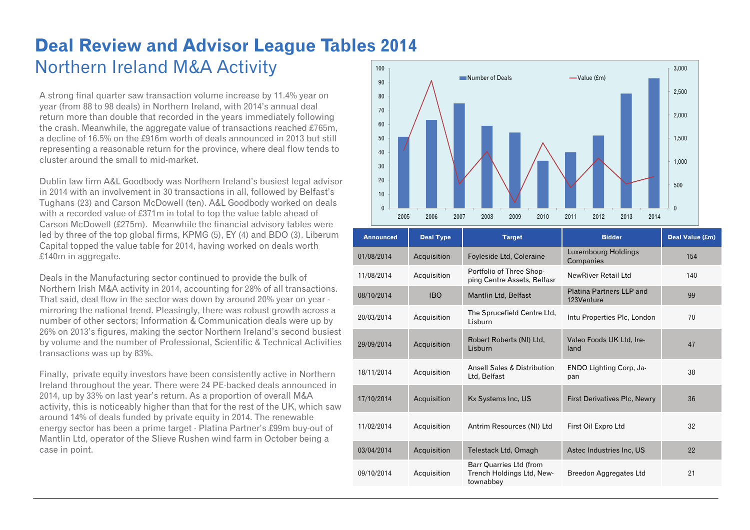# Deal Review and Advisor League Tables 2014

## Northern Ireland M&A Activity

A strong final quarter saw transaction volume increase by 11.4% year on year (from 88 to 98 deals) in Northern Ireland, with 2014's annual deal return more than double that recorded in the years immediately following the crash. Meanwhile, the aggregate value of transactions reached £765m, a decline of 16.5% on the £916m worth of deals announced in 2013 but still representing a reasonable return for the province, where deal flow tends to cluster around the small to mid-market.

Dublin law firm A&L Goodbody was Northern Ireland's busiest legal advisor in 2014 with an involvement in 30 transactions in all, followed by Belfast's Tughans (23) and Carson McDowell (ten). A&L Goodbody worked on deals with a recorded value of £371m in total to top the value table ahead of Carson McDowell (£275m). Meanwhile the financial advisory tables were led by three of the top global firms, KPMG (5), EY (4) and BDO (3). Liberum Capital topped the value table for 2014, having worked on deals worth £140m in aggregate.

Deals in the Manufacturing sector continued to provide the bulk of Northern Irish M&A activity in 2014, accounting for 28% of all transactions. That said, deal flow in the sector was down by around 20% year on year - mirroring the national trend. Pleasingly, there was robust growth across a number of other sectors; Information & Communication deals were up by 26% on 2013's figures, making the sector Northern Ireland's second busiest by volume and the number of Professional, Scientific & Technical Activities transactions was up by 83%.

Finally, private equity investors have been consistently active in Northern Ireland throughout the year. There were 24 PE-backed deals announced in 2014, up by 33% on last year's return. As a proportion of overall M&A activity, this is noticeably higher than that for the rest of the UK, which saw around 14% of deals funded by private equity in 2014. The renewable energy sector has been a prime target - Platina Partner's £99m buy-out of Mantlin Ltd, operator of the Slieve Rushen wind farm in October being a case in point.

| Announced | Deal Type | Target | Bidder | Deal Value (£m) |
|---|---|---|---|---|
| 01/08/2014 | Acquisition | Foyleside Ltd, Coleraine | Luxembourg Holdings Companies | 154 |
| 11/08/2014 | Acquisition | Portfolio of Three Shopping Centre Assets, Belfasr | NewRiver Retail Ltd | 140 |
| 08/10/2014 | IBO | Mantlin Ltd, Belfast | Platina Partners LLP and 123Venture | 99 |
| 20/03/2014 | Acquisition | The Sprucefield Centre Ltd, Lisburn | Intu Properties Plc, London | 70 |
| 29/09/2014 | Acquisition | Robert Roberts (NI) Ltd, Lisburn | Valeo Foods UK Ltd, Ireland | 47 |
| 18/11/2014 | Acquisition | Ansell Sales & Distribution Ltd, Belfast | ENDO Lighting Corp, Japan | 38 |
| 17/10/2014 | Acquisition | Kx Systems Inc, US | First Derivatives Plc, Newry | 36 |
| 11/02/2014 | Acquisition | Antrim Resources (NI) Ltd | First Oil Expro Ltd | 32 |
| 03/04/2014 | Acquisition | Telestack Ltd, Omagh | Astec Industries Inc, US | 22 |
| 09/10/2014 | Acquisition | Barr Quarries Ltd (from Trench Holdings Ltd, Newtownabbey | Breedon Aggregates Ltd | 21 |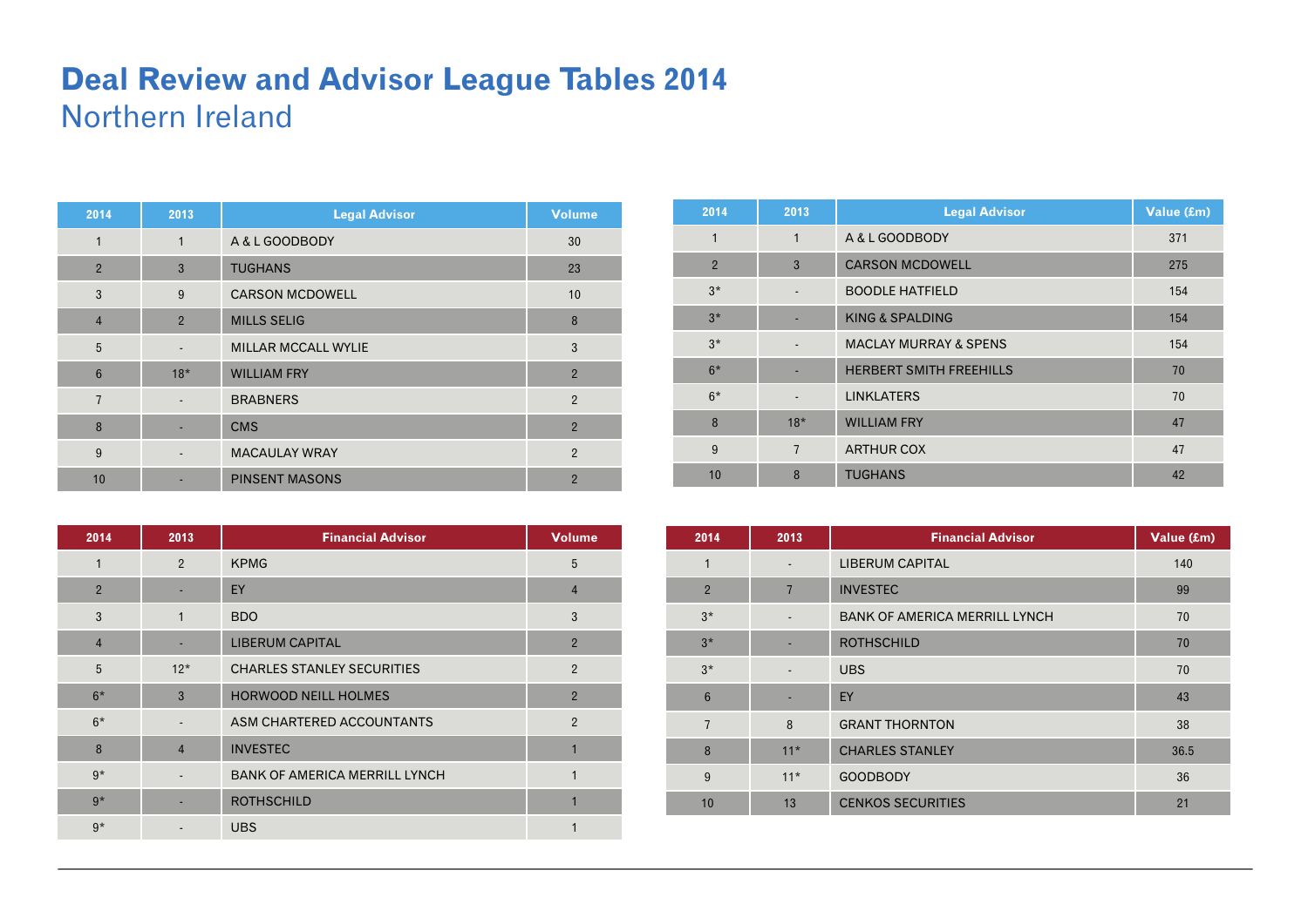# Deal Review and Advisor League Tables 2014

## Northern Ireland

| 2014 | 2013 | Legal Advisor | Volume |
|---|---|---|---|
| 1 | 1 | A & L GOODBODY | 30 |
| 2 | 3 | TUGHANS | 23 |
| 3 | 9 | CARSON MCDOWELL | 10 |
| 4 | 2 | MILLS SELIG | 8 |
| 5 | - | MILLAR MCCALL WYLIE | 3 |
| 6 | 18* | WILLIAM FRY | 2 |
| 7 | - | BRABNERS | 2 |
| 8 | - | CMS | 2 |
| 9 | - | MACAULAY WRAY | 2 |
| 10 | - | PINSENT MASONS | 2 |

| 2014 | 2013 | Legal Advisor | Value (£m) |
|---|---|---|---|
| 1 | 1 | A & L GOODBODY | 371 |
| 2 | 3 | CARSON MCDOWELL | 275 |
| 3* | - | BOODLE HATFIELD | 154 |
| 3* | - | KING & SPALDING | 154 |
| 3* | - | MACLAY MURRAY & SPENS | 154 |
| 6* | - | HERBERT SMITH FREEHILLS | 70 |
| 6* | - | LINKLATERS | 70 |
| 8 | 18* | WILLIAM FRY | 47 |
| 9 | 7 | ARTHUR COX | 47 |
| 10 | 8 | TUGHANS | 42 |

| 2014 | 2013 | Financial Advisor | Volume |
|---|---|---|---|
| 1 | 2 | KPMG | 5 |
| 2 | - | EY | 4 |
| 3 | 1 | BDO | 3 |
| 4 | - | LIBERUM CAPITAL | 2 |
| 5 | 12* | CHARLES STANLEY SECURITIES | 2 |
| 6* | 3 | HORWOOD NEILL HOLMES | 2 |
| 6* | - | ASM CHARTERED ACCOUNTANTS | 2 |
| 8 | 4 | INVESTEC | 1 |
| 9* | - | BANK OF AMERICA MERRILL LYNCH | 1 |
| 9* | - | ROTHSCHILD | 1 |
| 9* | - | UBS | 1 |

| 2014 | 2013 | Financial Advisor | Value (£m) |
|---|---|---|---|
| 1 | - | LIBERUM CAPITAL | 140 |
| 2 | 7 | INVESTEC | 99 |
| 3* | - | BANK OF AMERICA MERRILL LYNCH | 70 |
| 3* | - | ROTHSCHILD | 70 |
| 3* | - | UBS | 70 |
| 6 | - | EY | 43 |
| 7 | 8 | GRANT THORNTON | 38 |
| 8 | 11* | CHARLES STANLEY | 36.5 |
| 9 | 11* | GOODBODY | 36 |
| 10 | 13 | CENKOS SECURITIES | 21 |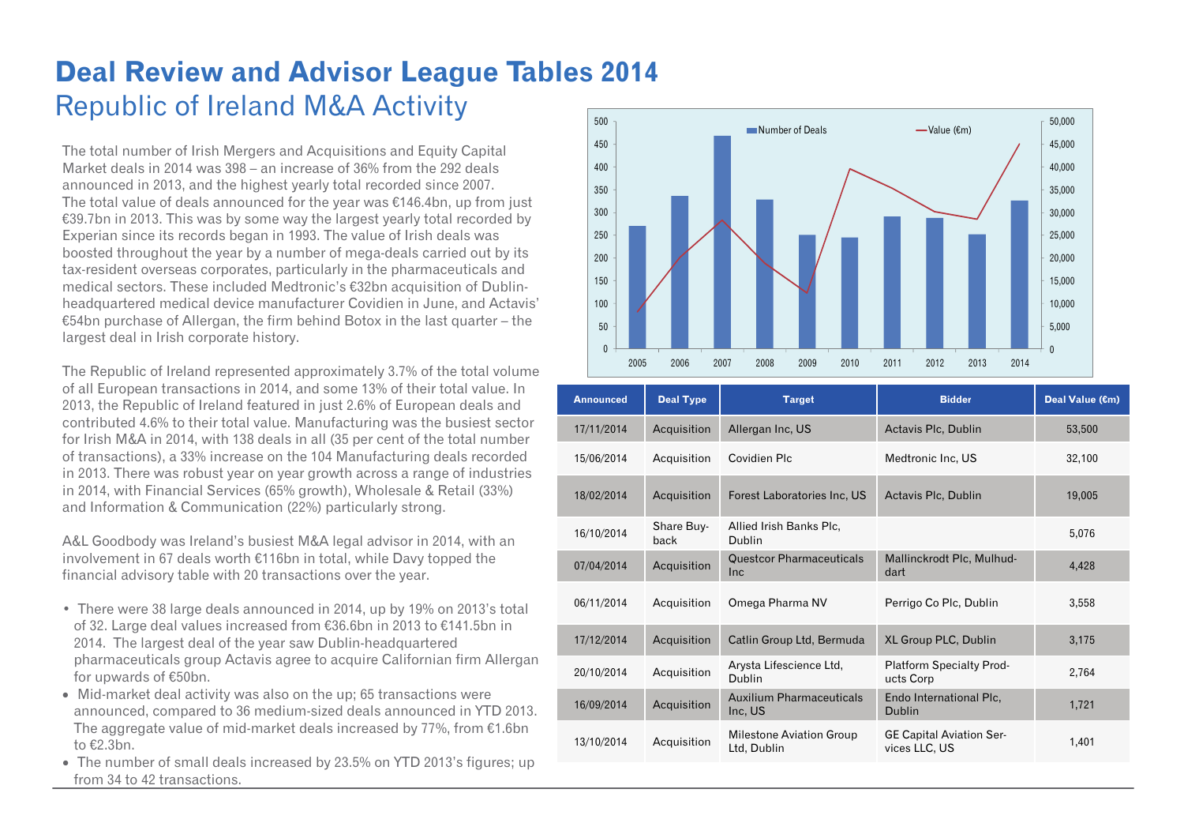# Deal Review and Advisor League Tables 2014

## Republic of Ireland M&A Activity

The total number of Irish Mergers and Acquisitions and Equity Capital Market deals in 2014 was 398 – an increase of 36% from the 292 deals announced in 2013, and the highest yearly total recorded since 2007. The total value of deals announced for the year was €146.4bn, up from just €39.7bn in 2013. This was by some way the largest yearly total recorded by Experian since its records began in 1993. The value of Irish deals was boosted throughout the year by a number of mega-deals carried out by its tax-resident overseas corporates, particularly in the pharmaceuticals and medical sectors. These included Medtronic's €32bn acquisition of Dublin-headquartered medical device manufacturer Covidien in June, and Actavis' €54bn purchase of Allergan, the firm behind Botox in the last quarter – the largest deal in Irish corporate history.

The Republic of Ireland represented approximately 3.7% of the total volume of all European transactions in 2014, and some 13% of their total value. In 2013, the Republic of Ireland featured in just 2.6% of European deals and contributed 4.6% to their total value. Manufacturing was the busiest sector for Irish M&A in 2014, with 138 deals in all (35 per cent of the total number of transactions), a 33% increase on the 104 Manufacturing deals recorded in 2013. There was robust year on year growth across a range of industries in 2014, with Financial Services (65% growth), Wholesale & Retail (33%) and Information & Communication (22%) particularly strong.

A&L Goodbody was Ireland's busiest M&A legal advisor in 2014, with an involvement in 67 deals worth €116bn in total, while Davy topped the financial advisory table with 20 transactions over the year.

- There were 38 large deals announced in 2014, up by 19% on 2013's total of 32. Large deal values increased from €36.6bn in 2013 to €141.5bn in 2014. The largest deal of the year saw Dublin-headquartered pharmaceuticals group Actavis agree to acquire Californian firm Allergan for upwards of €50bn.
- Mid-market deal activity was also on the up; 65 transactions were announced, compared to 36 medium-sized deals announced in YTD 2013. The aggregate value of mid-market deals increased by 77%, from €1.6bn to €2.3bn.
- The number of small deals increased by 23.5% on YTD 2013's figures; up from 34 to 42 transactions.

| Announced | Deal Type | Target | Bidder | Deal Value (€m) |
|---|---|---|---|---|
| 17/11/2014 | Acquisition | Allergan Inc, US | Actavis Plc, Dublin | 53,500 |
| 15/06/2014 | Acquisition | Covidien Plc | Medtronic Inc, US | 32,100 |
| 18/02/2014 | Acquisition | Forest Laboratories Inc, US | Actavis Plc, Dublin | 19,005 |
| 16/10/2014 | Share Buy-back | Allied Irish Banks Plc, Dublin | | 5,076 |
| 07/04/2014 | Acquisition | Questcor Pharmaceuticals Inc | Mallinckrodt Plc, Mulhuddart | 4,428 |
| 06/11/2014 | Acquisition | Omega Pharma NV | Perrigo Co Plc, Dublin | 3,558 |
| 17/12/2014 | Acquisition | Catlin Group Ltd, Bermuda | XL Group PLC, Dublin | 3,175 |
| 20/10/2014 | Acquisition | Arysta Lifescience Ltd, Dublin | Platform Specialty Products Corp | 2,764 |
| 16/09/2014 | Acquisition | Auxilium Pharmaceuticals Inc, US | Endo International Plc, Dublin | 1,721 |
| 13/10/2014 | Acquisition | Milestone Aviation Group Ltd, Dublin | GE Capital Aviation Services LLC, US | 1,401 |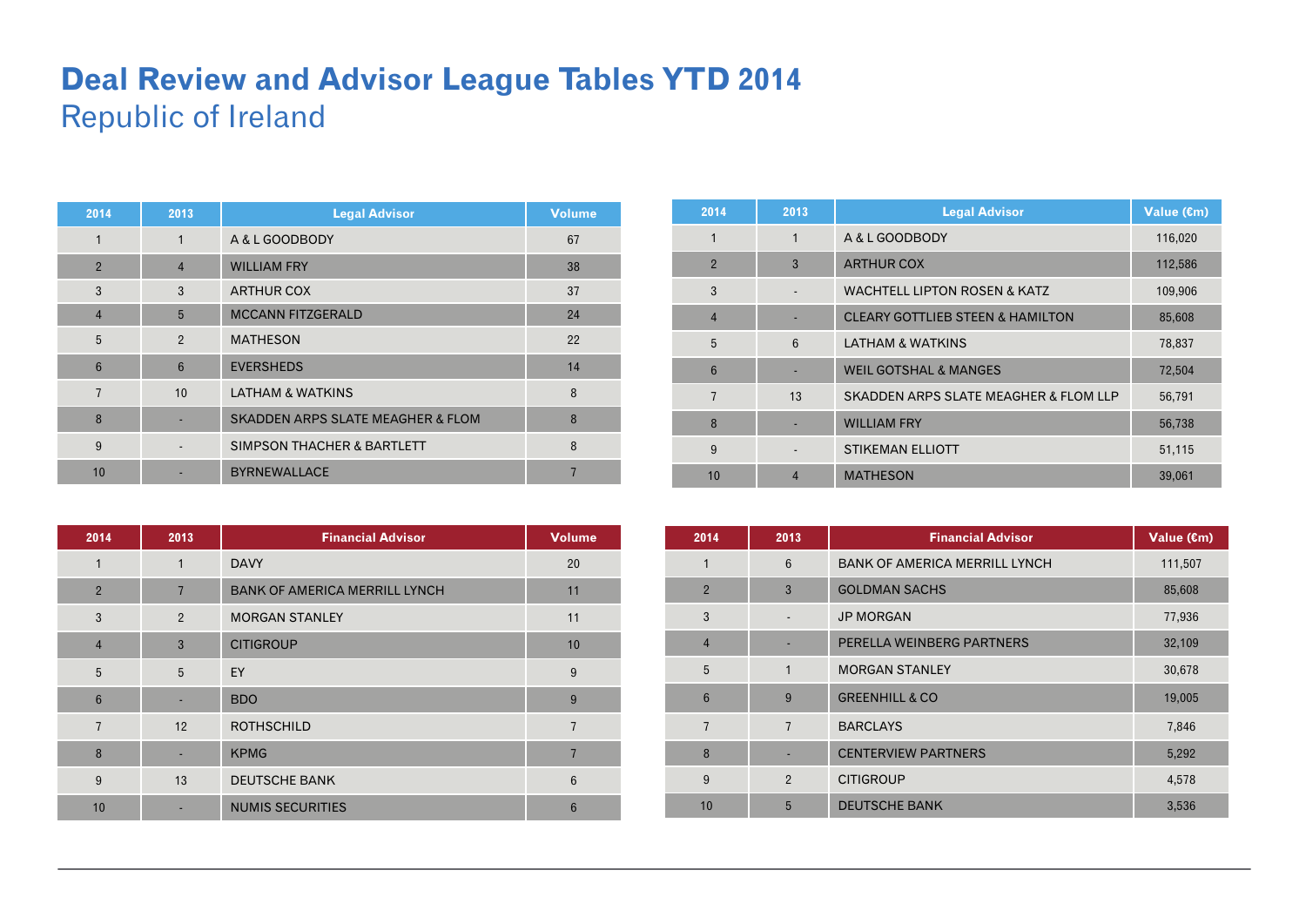# Deal Review and Advisor League Tables YTD 2014

## Republic of Ireland

| 2014 | 2013 | Legal Advisor | Volume |
|---|---|---|---|
| 1 | 1 | A & L GOODBODY | 67 |
| 2 | 4 | WILLIAM FRY | 38 |
| 3 | 3 | ARTHUR COX | 37 |
| 4 | 5 | MCCANN FITZGERALD | 24 |
| 5 | 2 | MATHESON | 22 |
| 6 | 6 | EVERSHEDS | 14 |
| 7 | 10 | LATHAM & WATKINS | 8 |
| 8 | - | SKADDEN ARPS SLATE MEAGHER & FLOM | 8 |
| 9 | - | SIMPSON THACHER & BARTLETT | 8 |
| 10 | - | BYRNEWALLACE | 7 |

| 2014 | 2013 | Legal Advisor | Value (€m) |
|---|---|---|---|
| 1 | 1 | A & L GOODBODY | 116,020 |
| 2 | 3 | ARTHUR COX | 112,586 |
| 3 | - | WACHTELL LIPTON ROSEN & KATZ | 109,906 |
| 4 | - | CLEARY GOTTLIEB STEEN & HAMILTON | 85,608 |
| 5 | 6 | LATHAM & WATKINS | 78,837 |
| 6 | - | WEIL GOTSHAL & MANGES | 72,504 |
| 7 | 13 | SKADDEN ARPS SLATE MEAGHER & FLOM LLP | 56,791 |
| 8 | - | WILLIAM FRY | 56,738 |
| 9 | - | STIKEMAN ELLIOTT | 51,115 |
| 10 | 4 | MATHESON | 39,061 |

| 2014 | 2013 | Financial Advisor | Volume |
|---|---|---|---|
| 1 | 1 | DAVY | 20 |
| 2 | 7 | BANK OF AMERICA MERRILL LYNCH | 11 |
| 3 | 2 | MORGAN STANLEY | 11 |
| 4 | 3 | CITIGROUP | 10 |
| 5 | 5 | EY | 9 |
| 6 | - | BDO | 9 |
| 7 | 12 | ROTHSCHILD | 7 |
| 8 | - | KPMG | 7 |
| 9 | 13 | DEUTSCHE BANK | 6 |
| 10 | - | NUMIS SECURITIES | 6 |

| 2014 | 2013 | Financial Advisor | Value (€m) |
|---|---|---|---|
| 1 | 6 | BANK OF AMERICA MERRILL LYNCH | 111,507 |
| 2 | 3 | GOLDMAN SACHS | 85,608 |
| 3 | - | JP MORGAN | 77,936 |
| 4 | - | PERELLA WEINBERG PARTNERS | 32,109 |
| 5 | 1 | MORGAN STANLEY | 30,678 |
| 6 | 9 | GREENHILL & CO | 19,005 |
| 7 | 7 | BARCLAYS | 7,846 |
| 8 | - | CENTERVIEW PARTNERS | 5,292 |
| 9 | 2 | CITIGROUP | 4,578 |
| 10 | 5 | DEUTSCHE BANK | 3,536 |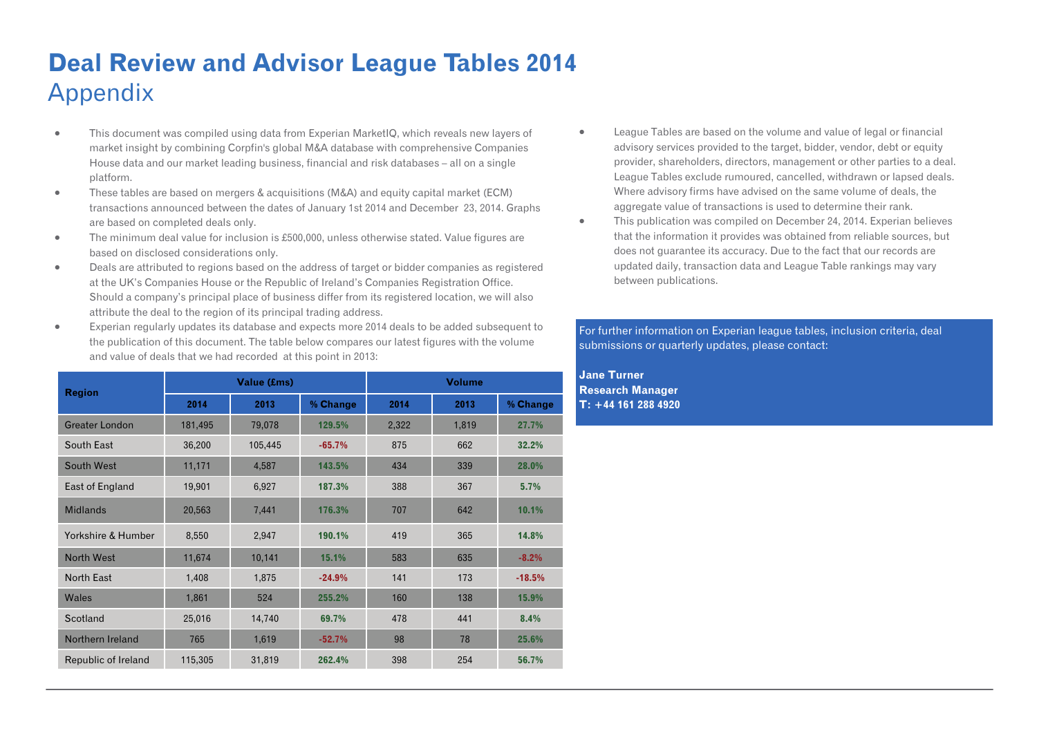# Deal Review and Advisor League Tables 2014

## Appendix

- This document was compiled using data from Experian MarketIQ, which reveals new layers of market insight by combining Corpfin's global M&A database with comprehensive Companies House data and our market leading business, financial and risk databases – all on a single platform.
- These tables are based on mergers & acquisitions (M&A) and equity capital market (ECM) transactions announced between the dates of January 1st 2014 and December 23, 2014. Graphs are based on completed deals only.
- The minimum deal value for inclusion is £500,000, unless otherwise stated. Value figures are based on disclosed considerations only.
- Deals are attributed to regions based on the address of target or bidder companies as registered at the UK's Companies House or the Republic of Ireland's Companies Registration Office. Should a company's principal place of business differ from its registered location, we will also attribute the deal to the region of its principal trading address.
- Experian regularly updates its database and expects more 2014 deals to be added subsequent to the publication of this document. The table below compares our latest figures with the volume and value of deals that we had recorded at this point in 2013:

| Region | Value (£ms) | | | Volume | | |
|---|---|---|---|---|---|---|
| | 2014 | 2013 | % Change | 2014 | 2013 | % Change |
| Greater London | 181,495 | 79,078 | 129.5% | 2,322 | 1,819 | 27.7% |
| South East | 36,200 | 105,445 | -65.7% | 875 | 662 | 32.2% |
| South West | 11,171 | 4,587 | 143.5% | 434 | 339 | 28.0% |
| East of England | 19,901 | 6,927 | 187.3% | 388 | 367 | 5.7% |
| Midlands | 20,563 | 7,441 | 176.3% | 707 | 642 | 10.1% |
| Yorkshire & Humber | 8,550 | 2,947 | 190.1% | 419 | 365 | 14.8% |
| North West | 11,674 | 10,141 | 15.1% | 583 | 635 | -8.2% |
| North East | 1,408 | 1,875 | -24.9% | 141 | 173 | -18.5% |
| Wales | 1,861 | 524 | 255.2% | 160 | 138 | 15.9% |
| Scotland | 25,016 | 14,740 | 69.7% | 478 | 441 | 8.4% |
| Northern Ireland | 765 | 1,619 | -52.7% | 98 | 78 | 25.6% |
| Republic of Ireland | 115,305 | 31,819 | 262.4% | 398 | 254 | 56.7% |

- League Tables are based on the volume and value of legal or financial advisory services provided to the target, bidder, vendor, debt or equity provider, shareholders, directors, management or other parties to a deal. League Tables exclude rumoured, cancelled, withdrawn or lapsed deals. Where advisory firms have advised on the same volume of deals, the aggregate value of transactions is used to determine their rank.
- This publication was compiled on December 24, 2014. Experian believes that the information it provides was obtained from reliable sources, but does not guarantee its accuracy. Due to the fact that our records are updated daily, transaction data and League Table rankings may vary between publications.

For further information on Experian league tables, inclusion criteria, deal submissions or quarterly updates, please contact:

**Jane Turner**
**Research Manager**
**T: +44 161 288 4920**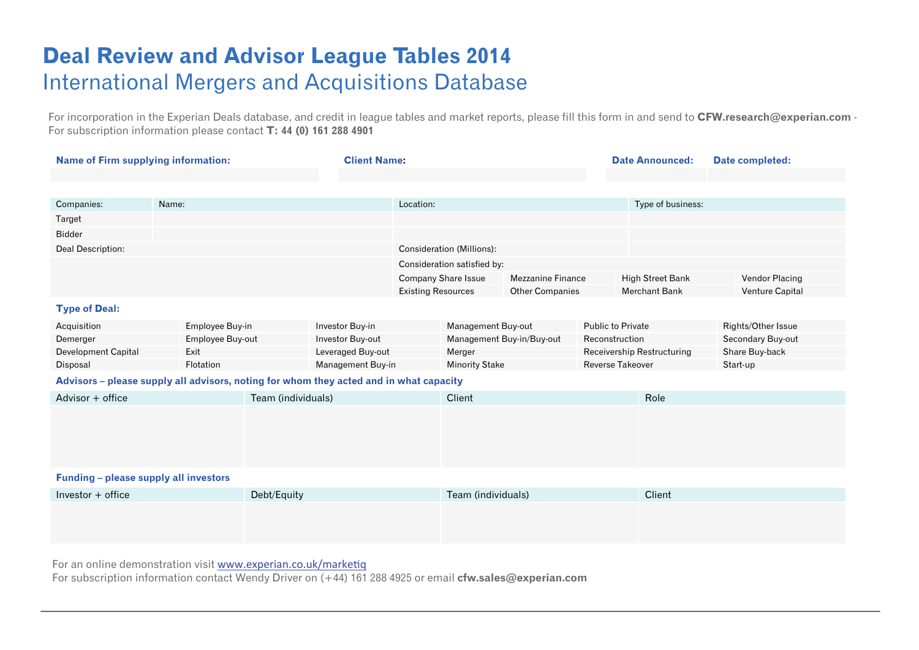# Deal Review and Advisor League Tables 2014

## International Mergers and Acquisitions Database

For incorporation in the Experian Deals database, and credit in league tables and market reports, please fill this form in and send to **CFW.research@experian.com** - For subscription information please contact **T: 44 (0) 161 288 4901**

| Name of Firm supplying information: | Client Name: | Date Announced: | Date completed: |
|---|---|---|---|
| | | | |

| Companies: | Name: | Location: | Type of business: |
|---|---|---|---|
| Target | | | |
| Bidder | | | |

| Deal Description: | Consideration (Millions): | | | |
|---|---|---|---|---|
| | Consideration satisfied by: | | | |
| | Company Share Issue | Mezzanine Finance | High Street Bank | Vendor Placing |
| | Existing Resources | Other Companies | Merchant Bank | Venture Capital |

### Type of Deal:

| | | | | | |
|---|---|---|---|---|---|
| Acquisition | Employee Buy-in | Investor Buy-in | Management Buy-out | Public to Private | Rights/Other Issue |
| Demerger | Employee Buy-out | Investor Buy-out | Management Buy-in/Buy-out | Reconstruction | Secondary Buy-out |
| Development Capital | Exit | Leveraged Buy-out | Merger | Receivership Restructuring | Share Buy-back |
| Disposal | Flotation | Management Buy-in | Minority Stake | Reverse Takeover | Start-up |

### Advisors – please supply all advisors, noting for whom they acted and in what capacity

| Advisor + office | Team (individuals) | Client | Role |
|---|---|---|---|
| | | | |

### Funding – please supply all investors

| Investor + office | Debt/Equity | Team (individuals) | Client |
|---|---|---|---|
| | | | |

For an online demonstration visit www.experian.co.uk/marketiq
For subscription information contact Wendy Driver on (+44) 161 288 4925 or email **cfw.sales@experian.com**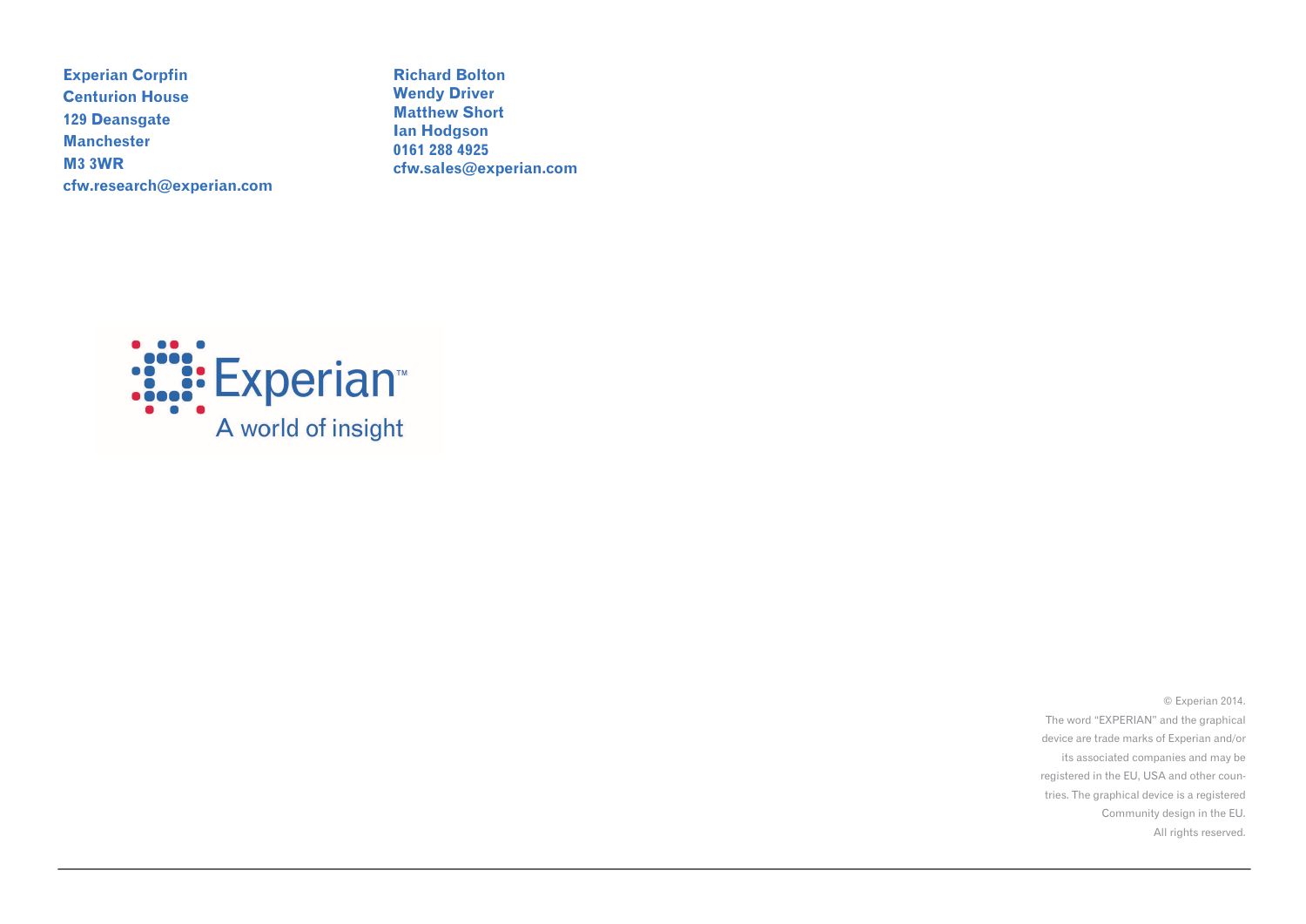**Experian Corpfin**
**Centurion House**
**129 Deansgate**
**Manchester**
**M3 3WR**
**cfw.research@experian.com**

**Richard Bolton**
**Wendy Driver**
**Matthew Short**
**Ian Hodgson**
**0161 288 4925**
**cfw.sales@experian.com**

Experian™
A world of insight

© Experian 2014.
The word "EXPERIAN" and the graphical device are trade marks of Experian and/or its associated companies and may be registered in the EU, USA and other countries. The graphical device is a registered Community design in the EU.
All rights reserved.